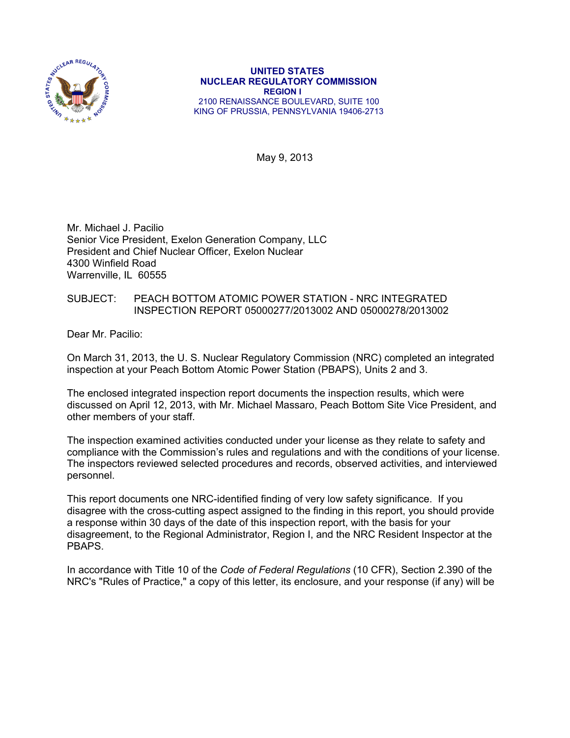**UNITED STATES**
**NUCLEAR REGULATORY COMMISSION**
**REGION I**
2100 RENAISSANCE BOULEVARD, SUITE 100
KING OF PRUSSIA, PENNSYLVANIA 19406-2713

May 9, 2013

Mr. Michael J. Pacilio
Senior Vice President, Exelon Generation Company, LLC
President and Chief Nuclear Officer, Exelon Nuclear
4300 Winfield Road
Warrenville, IL 60555

SUBJECT: PEACH BOTTOM ATOMIC POWER STATION - NRC INTEGRATED INSPECTION REPORT 05000277/2013002 AND 05000278/2013002

Dear Mr. Pacilio:

On March 31, 2013, the U. S. Nuclear Regulatory Commission (NRC) completed an integrated inspection at your Peach Bottom Atomic Power Station (PBAPS), Units 2 and 3.

The enclosed integrated inspection report documents the inspection results, which were discussed on April 12, 2013, with Mr. Michael Massaro, Peach Bottom Site Vice President, and other members of your staff.

The inspection examined activities conducted under your license as they relate to safety and compliance with the Commission's rules and regulations and with the conditions of your license. The inspectors reviewed selected procedures and records, observed activities, and interviewed personnel.

This report documents one NRC-identified finding of very low safety significance. If you disagree with the cross-cutting aspect assigned to the finding in this report, you should provide a response within 30 days of the date of this inspection report, with the basis for your disagreement, to the Regional Administrator, Region I, and the NRC Resident Inspector at the PBAPS.

In accordance with Title 10 of the *Code of Federal Regulations* (10 CFR), Section 2.390 of the NRC's "Rules of Practice," a copy of this letter, its enclosure, and your response (if any) will be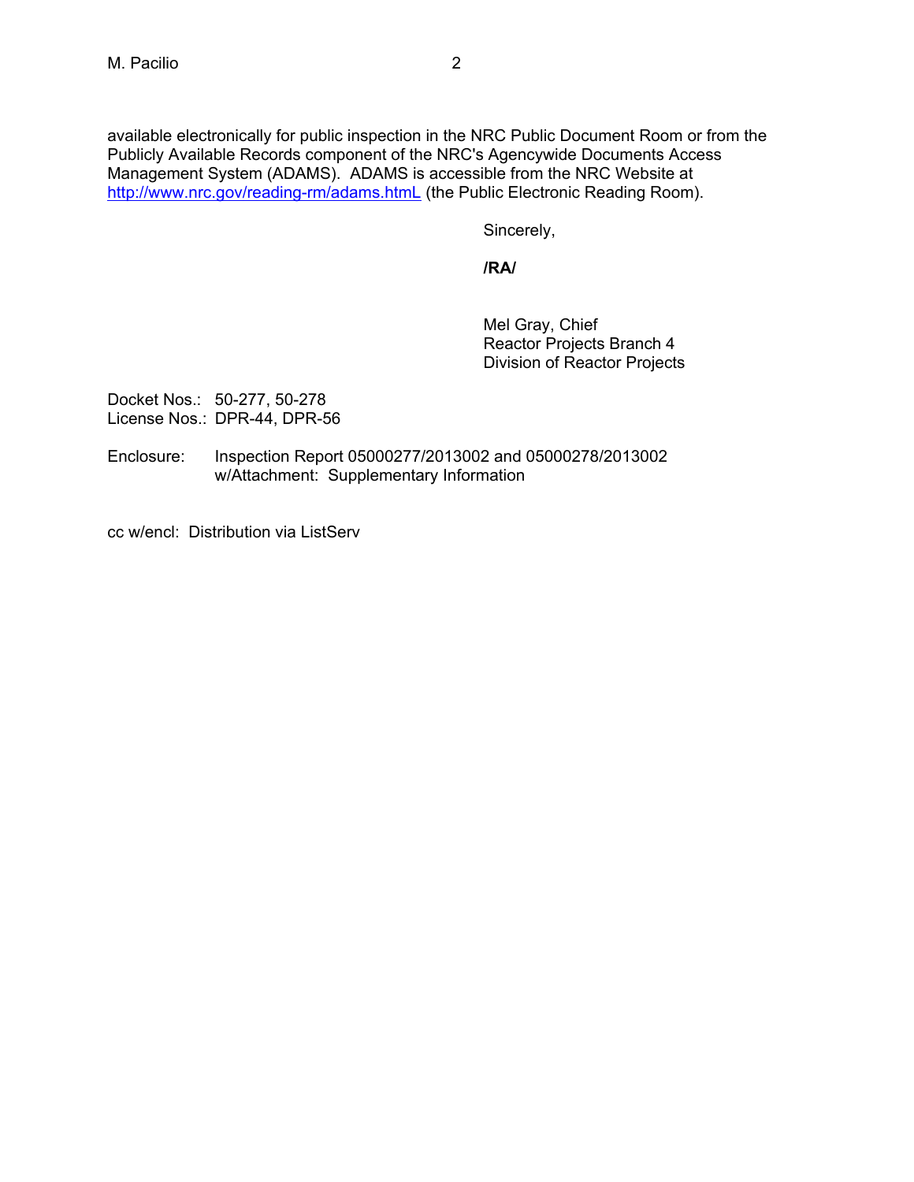available electronically for public inspection in the NRC Public Document Room or from the Publicly Available Records component of the NRC's Agencywide Documents Access Management System (ADAMS). ADAMS is accessible from the NRC Website at http://www.nrc.gov/reading-rm/adams.htmL (the Public Electronic Reading Room).

Sincerely,

**/RA/**

Mel Gray, Chief
Reactor Projects Branch 4
Division of Reactor Projects

Docket Nos.: 50-277, 50-278
License Nos.: DPR-44, DPR-56

Enclosure: Inspection Report 05000277/2013002 and 05000278/2013002
w/Attachment: Supplementary Information

cc w/encl: Distribution via ListServ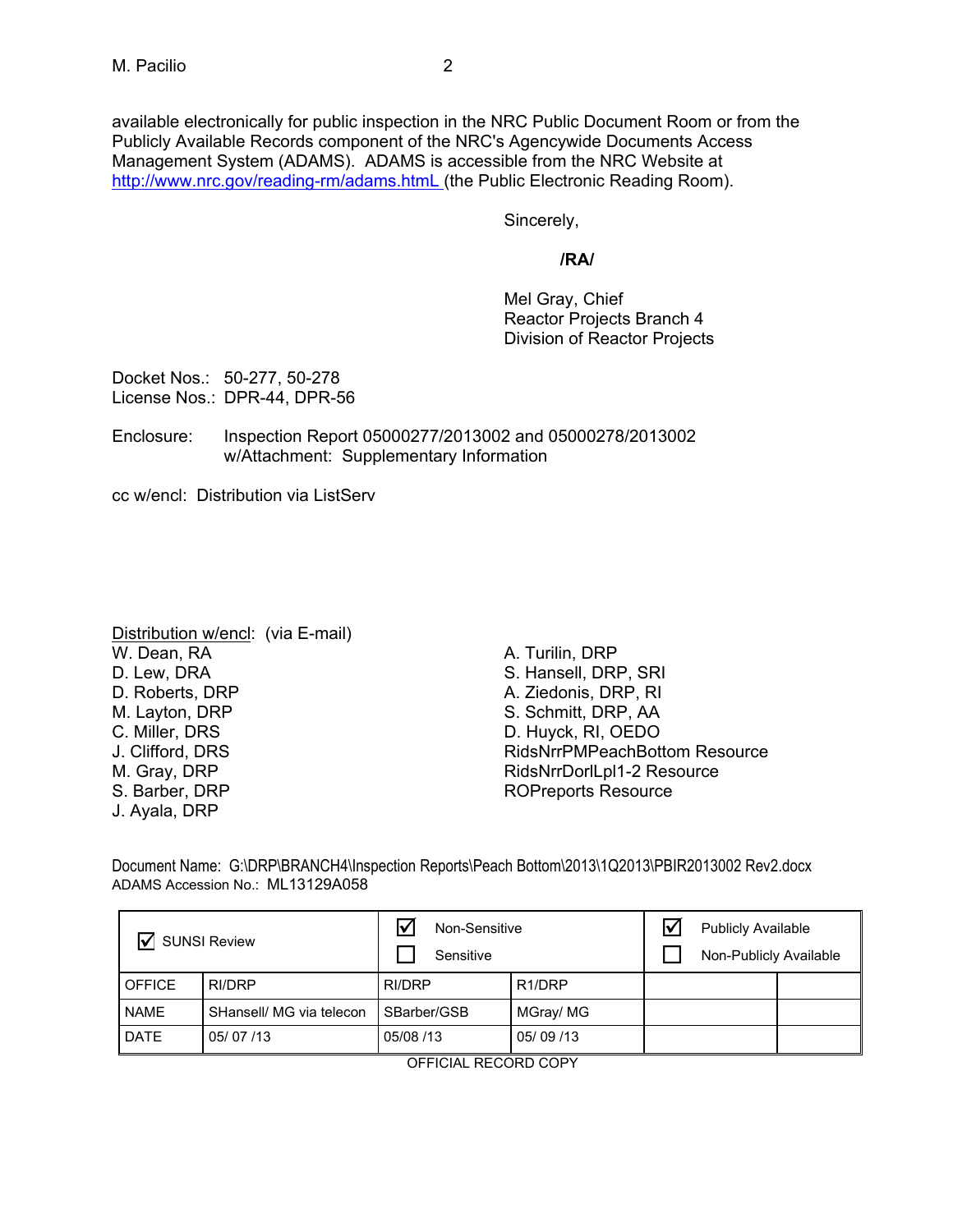available electronically for public inspection in the NRC Public Document Room or from the Publicly Available Records component of the NRC's Agencywide Documents Access Management System (ADAMS). ADAMS is accessible from the NRC Website at http://www.nrc.gov/reading-rm/adams.htmL (the Public Electronic Reading Room).

Sincerely,

**/RA/**

Mel Gray, Chief
Reactor Projects Branch 4
Division of Reactor Projects

Docket Nos.: 50-277, 50-278
License Nos.: DPR-44, DPR-56

Enclosure: Inspection Report 05000277/2013002 and 05000278/2013002
w/Attachment: Supplementary Information

cc w/encl: Distribution via ListServ

Distribution w/encl: (via E-mail)
W. Dean, RA
D. Lew, DRA
D. Roberts, DRP
M. Layton, DRP
C. Miller, DRS
J. Clifford, DRS
M. Gray, DRP
S. Barber, DRP
J. Ayala, DRP
A. Turilin, DRP
S. Hansell, DRP, SRI
A. Ziedonis, DRP, RI
S. Schmitt, DRP, AA
D. Huyck, RI, OEDO
RidsNrrPMPeachBottom Resource
RidsNrrDorlLpl1-2 Resource
ROPreports Resource

Document Name: G:\DRP\BRANCH4\Inspection Reports\Peach Bottom\2013\1Q2013\PBIR2013002 Rev2.docx
ADAMS Accession No.: ML13129A058

| ☑ SUNSI Review | | ☑ Non-Sensitive ☐ Sensitive | | ☑ Publicly Available ☐ Non-Publicly Available | |
|---|---|---|---|---|---|
| OFFICE | RI/DRP | RI/DRP | R1/DRP | | |
| NAME | SHansell/ MG via telecon | SBarber/GSB | MGray/ MG | | |
| DATE | 05/ 07 /13 | 05/08 /13 | 05/ 09 /13 | | |

OFFICIAL RECORD COPY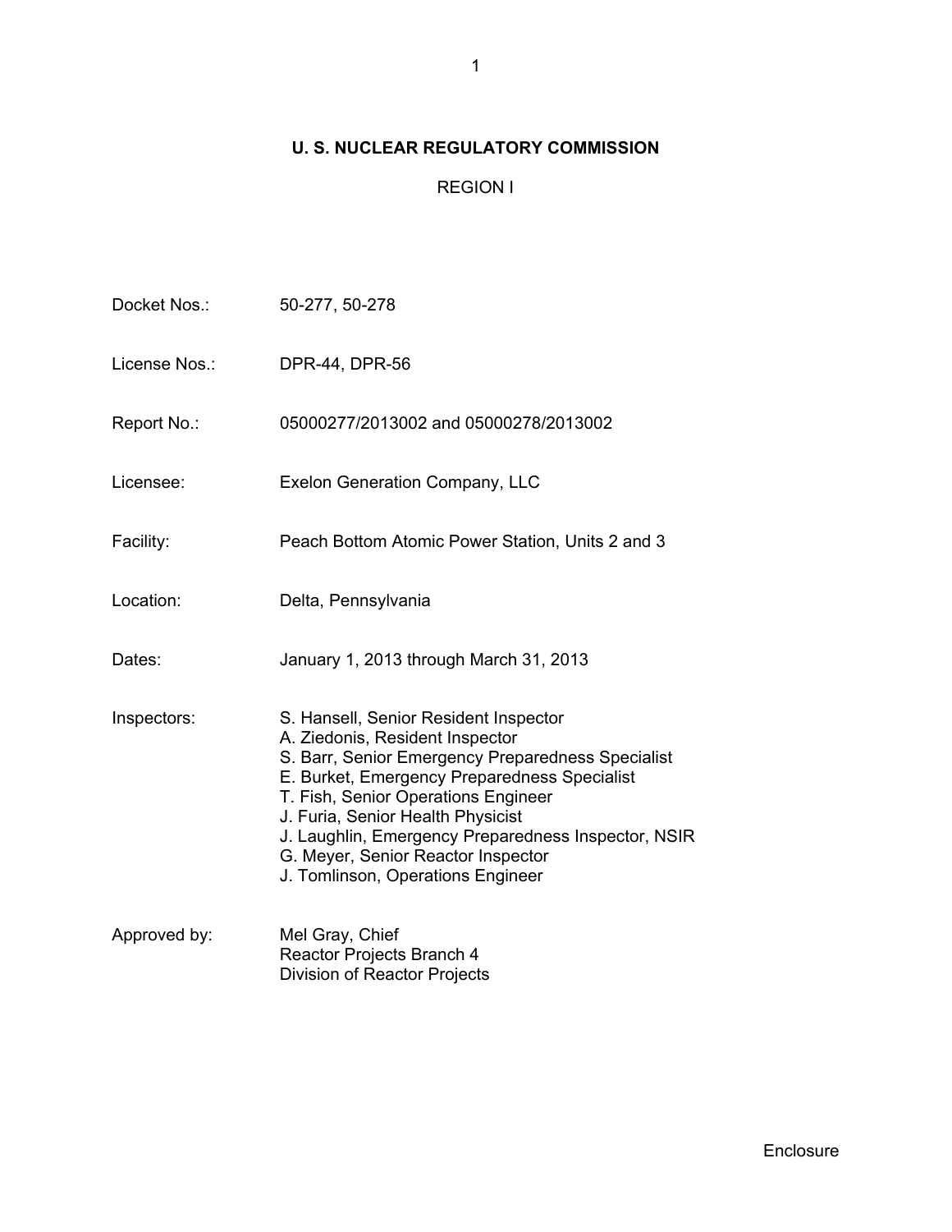**U. S. NUCLEAR REGULATORY COMMISSION**

REGION I

| | |
|---|---|
| Docket Nos.: | 50-277, 50-278 |
| License Nos.: | DPR-44, DPR-56 |
| Report No.: | 05000277/2013002 and 05000278/2013002 |
| Licensee: | Exelon Generation Company, LLC |
| Facility: | Peach Bottom Atomic Power Station, Units 2 and 3 |
| Location: | Delta, Pennsylvania |
| Dates: | January 1, 2013 through March 31, 2013 |
| Inspectors: | S. Hansell, Senior Resident Inspector<br>A. Ziedonis, Resident Inspector<br>S. Barr, Senior Emergency Preparedness Specialist<br>E. Burket, Emergency Preparedness Specialist<br>T. Fish, Senior Operations Engineer<br>J. Furia, Senior Health Physicist<br>J. Laughlin, Emergency Preparedness Inspector, NSIR<br>G. Meyer, Senior Reactor Inspector<br>J. Tomlinson, Operations Engineer |
| Approved by: | Mel Gray, Chief<br>Reactor Projects Branch 4<br>Division of Reactor Projects |

Enclosure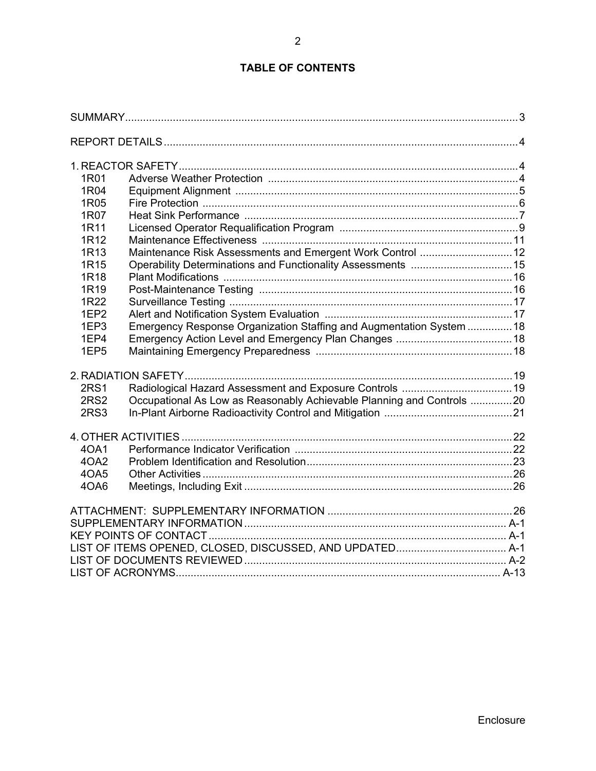## TABLE OF CONTENTS

| | | |
|---|---|---|
| SUMMARY | | 3 |
| REPORT DETAILS | | 4 |
| 1. REACTOR SAFETY | | 4 |
| 1R01 | Adverse Weather Protection | 4 |
| 1R04 | Equipment Alignment | 5 |
| 1R05 | Fire Protection | 6 |
| 1R07 | Heat Sink Performance | 7 |
| 1R11 | Licensed Operator Requalification Program | 9 |
| 1R12 | Maintenance Effectiveness | 11 |
| 1R13 | Maintenance Risk Assessments and Emergent Work Control | 12 |
| 1R15 | Operability Determinations and Functionality Assessments | 15 |
| 1R18 | Plant Modifications | 16 |
| 1R19 | Post-Maintenance Testing | 16 |
| 1R22 | Surveillance Testing | 17 |
| 1EP2 | Alert and Notification System Evaluation | 17 |
| 1EP3 | Emergency Response Organization Staffing and Augmentation System | 18 |
| 1EP4 | Emergency Action Level and Emergency Plan Changes | 18 |
| 1EP5 | Maintaining Emergency Preparedness | 18 |
| 2. RADIATION SAFETY | | 19 |
| 2RS1 | Radiological Hazard Assessment and Exposure Controls | 19 |
| 2RS2 | Occupational As Low as Reasonably Achievable Planning and Controls | 20 |
| 2RS3 | In-Plant Airborne Radioactivity Control and Mitigation | 21 |
| 4. OTHER ACTIVITIES | | 22 |
| 4OA1 | Performance Indicator Verification | 22 |
| 4OA2 | Problem Identification and Resolution | 23 |
| 4OA5 | Other Activities | 26 |
| 4OA6 | Meetings, Including Exit | 26 |
| ATTACHMENT: SUPPLEMENTARY INFORMATION | | 26 |
| SUPPLEMENTARY INFORMATION | | A-1 |
| KEY POINTS OF CONTACT | | A-1 |
| LIST OF ITEMS OPENED, CLOSED, DISCUSSED, AND UPDATED | | A-1 |
| LIST OF DOCUMENTS REVIEWED | | A-2 |
| LIST OF ACRONYMS | | A-13 |

Enclosure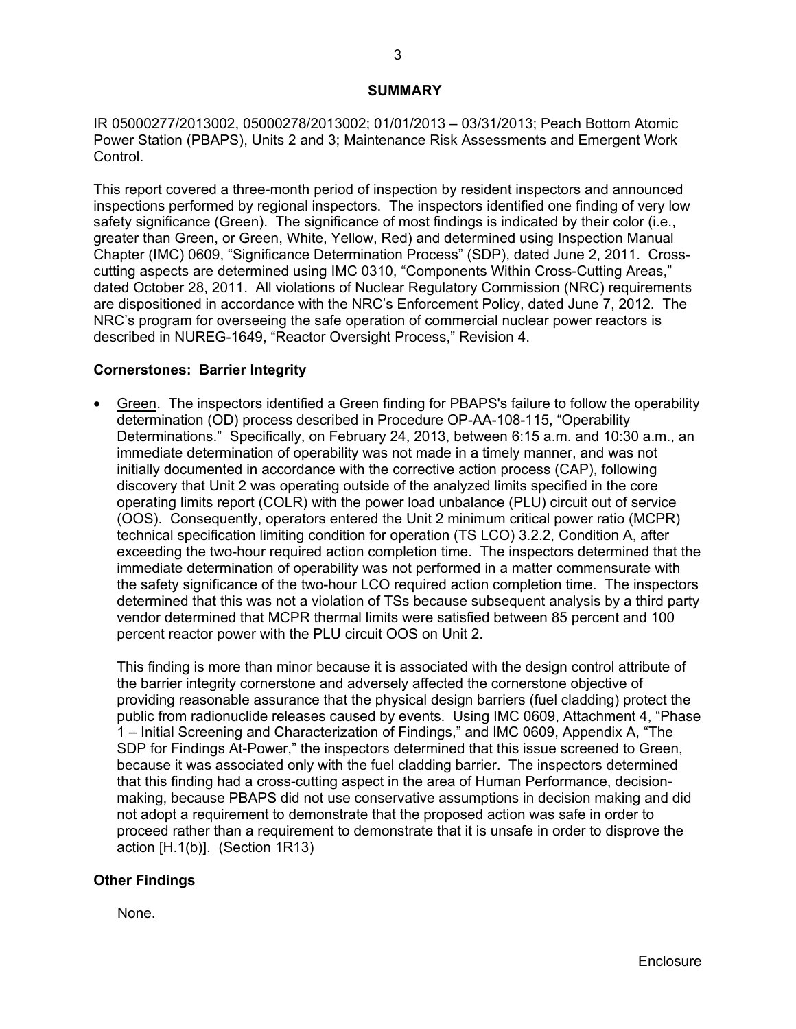## SUMMARY

IR 05000277/2013002, 05000278/2013002; 01/01/2013 – 03/31/2013; Peach Bottom Atomic Power Station (PBAPS), Units 2 and 3; Maintenance Risk Assessments and Emergent Work Control.

This report covered a three-month period of inspection by resident inspectors and announced inspections performed by regional inspectors. The inspectors identified one finding of very low safety significance (Green). The significance of most findings is indicated by their color (i.e., greater than Green, or Green, White, Yellow, Red) and determined using Inspection Manual Chapter (IMC) 0609, "Significance Determination Process" (SDP), dated June 2, 2011. Cross-cutting aspects are determined using IMC 0310, "Components Within Cross-Cutting Areas," dated October 28, 2011. All violations of Nuclear Regulatory Commission (NRC) requirements are dispositioned in accordance with the NRC's Enforcement Policy, dated June 7, 2012. The NRC's program for overseeing the safe operation of commercial nuclear power reactors is described in NUREG-1649, "Reactor Oversight Process," Revision 4.

### Cornerstones: Barrier Integrity

- Green. The inspectors identified a Green finding for PBAPS's failure to follow the operability determination (OD) process described in Procedure OP-AA-108-115, "Operability Determinations." Specifically, on February 24, 2013, between 6:15 a.m. and 10:30 a.m., an immediate determination of operability was not made in a timely manner, and was not initially documented in accordance with the corrective action process (CAP), following discovery that Unit 2 was operating outside of the analyzed limits specified in the core operating limits report (COLR) with the power load unbalance (PLU) circuit out of service (OOS). Consequently, operators entered the Unit 2 minimum critical power ratio (MCPR) technical specification limiting condition for operation (TS LCO) 3.2.2, Condition A, after exceeding the two-hour required action completion time. The inspectors determined that the immediate determination of operability was not performed in a matter commensurate with the safety significance of the two-hour LCO required action completion time. The inspectors determined that this was not a violation of TSs because subsequent analysis by a third party vendor determined that MCPR thermal limits were satisfied between 85 percent and 100 percent reactor power with the PLU circuit OOS on Unit 2.

  This finding is more than minor because it is associated with the design control attribute of the barrier integrity cornerstone and adversely affected the cornerstone objective of providing reasonable assurance that the physical design barriers (fuel cladding) protect the public from radionuclide releases caused by events. Using IMC 0609, Attachment 4, "Phase 1 – Initial Screening and Characterization of Findings," and IMC 0609, Appendix A, "The SDP for Findings At-Power," the inspectors determined that this issue screened to Green, because it was associated only with the fuel cladding barrier. The inspectors determined that this finding had a cross-cutting aspect in the area of Human Performance, decision-making, because PBAPS did not use conservative assumptions in decision making and did not adopt a requirement to demonstrate that the proposed action was safe in order to proceed rather than a requirement to demonstrate that it is unsafe in order to disprove the action [H.1(b)]. (Section 1R13)

### Other Findings

None.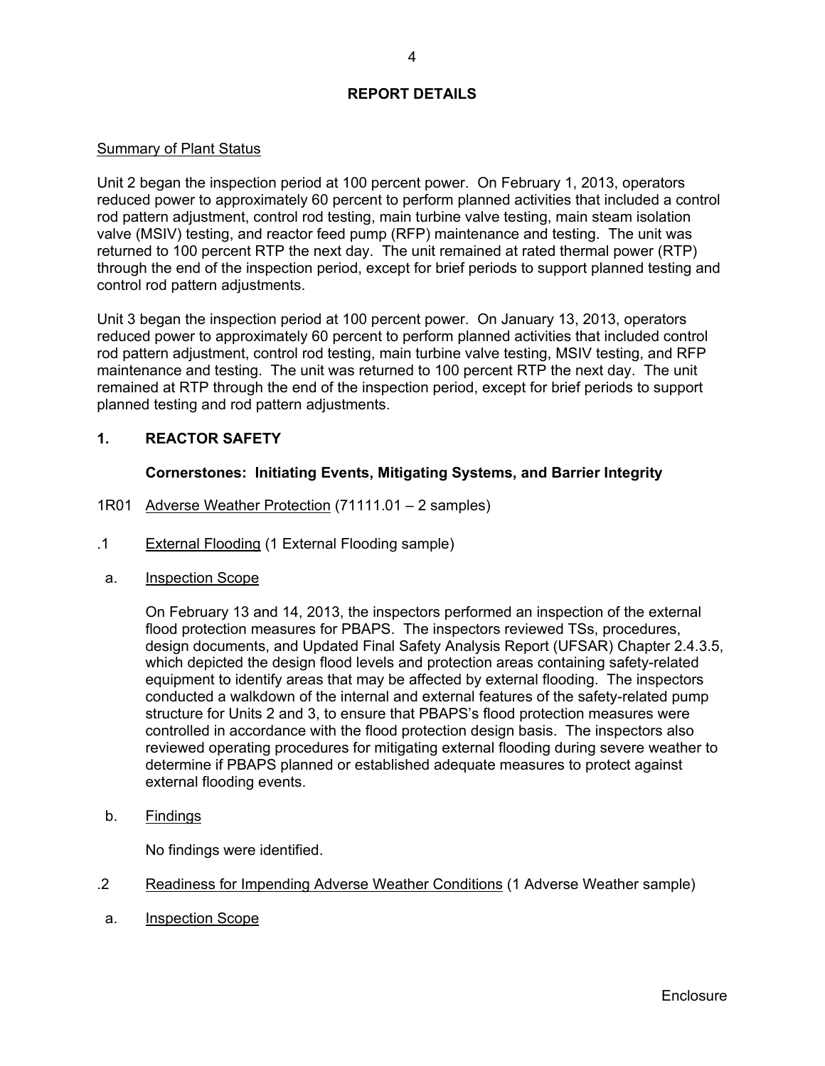## REPORT DETAILS

Summary of Plant Status

Unit 2 began the inspection period at 100 percent power. On February 1, 2013, operators reduced power to approximately 60 percent to perform planned activities that included a control rod pattern adjustment, control rod testing, main turbine valve testing, main steam isolation valve (MSIV) testing, and reactor feed pump (RFP) maintenance and testing. The unit was returned to 100 percent RTP the next day. The unit remained at rated thermal power (RTP) through the end of the inspection period, except for brief periods to support planned testing and control rod pattern adjustments.

Unit 3 began the inspection period at 100 percent power. On January 13, 2013, operators reduced power to approximately 60 percent to perform planned activities that included control rod pattern adjustment, control rod testing, main turbine valve testing, MSIV testing, and RFP maintenance and testing. The unit was returned to 100 percent RTP the next day. The unit remained at RTP through the end of the inspection period, except for brief periods to support planned testing and rod pattern adjustments.

## 1. REACTOR SAFETY

### Cornerstones: Initiating Events, Mitigating Systems, and Barrier Integrity

1R01 Adverse Weather Protection (71111.01 – 2 samples)

.1 External Flooding (1 External Flooding sample)

a. Inspection Scope

On February 13 and 14, 2013, the inspectors performed an inspection of the external flood protection measures for PBAPS. The inspectors reviewed TSs, procedures, design documents, and Updated Final Safety Analysis Report (UFSAR) Chapter 2.4.3.5, which depicted the design flood levels and protection areas containing safety-related equipment to identify areas that may be affected by external flooding. The inspectors conducted a walkdown of the internal and external features of the safety-related pump structure for Units 2 and 3, to ensure that PBAPS's flood protection measures were controlled in accordance with the flood protection design basis. The inspectors also reviewed operating procedures for mitigating external flooding during severe weather to determine if PBAPS planned or established adequate measures to protect against external flooding events.

b. Findings

No findings were identified.

.2 Readiness for Impending Adverse Weather Conditions (1 Adverse Weather sample)

a. Inspection Scope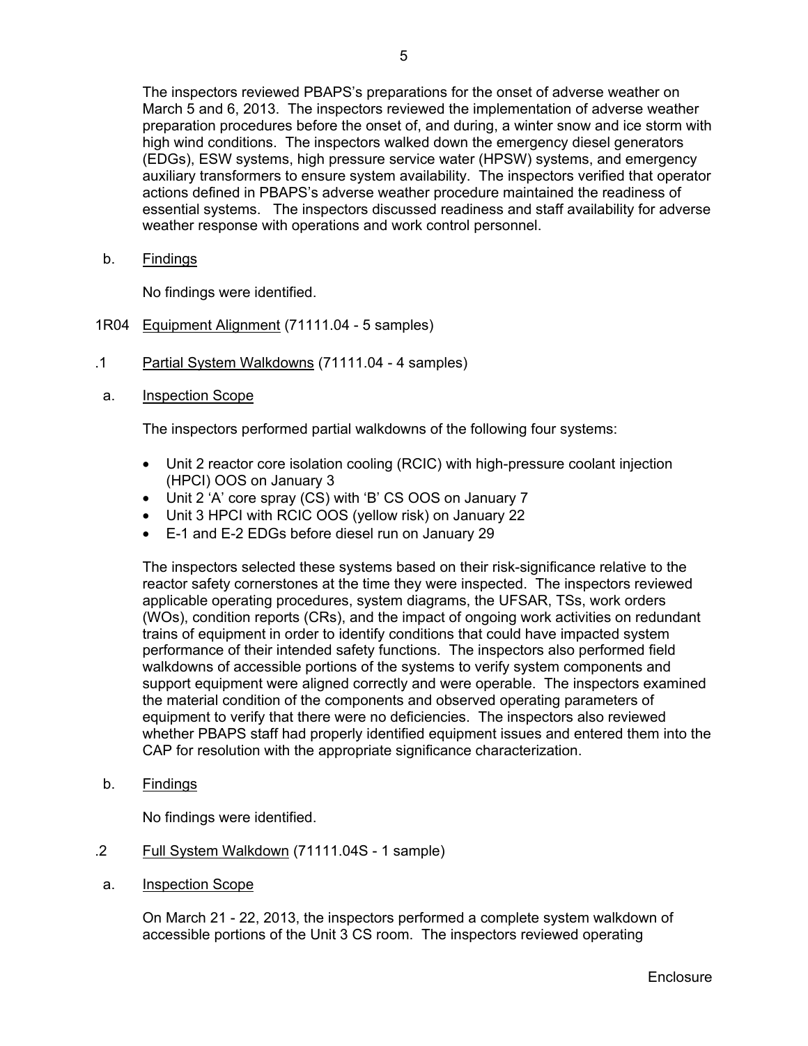The inspectors reviewed PBAPS's preparations for the onset of adverse weather on March 5 and 6, 2013. The inspectors reviewed the implementation of adverse weather preparation procedures before the onset of, and during, a winter snow and ice storm with high wind conditions. The inspectors walked down the emergency diesel generators (EDGs), ESW systems, high pressure service water (HPSW) systems, and emergency auxiliary transformers to ensure system availability. The inspectors verified that operator actions defined in PBAPS's adverse weather procedure maintained the readiness of essential systems. The inspectors discussed readiness and staff availability for adverse weather response with operations and work control personnel.

b. Findings

No findings were identified.

1R04 Equipment Alignment (71111.04 - 5 samples)

.1 Partial System Walkdowns (71111.04 - 4 samples)

a. Inspection Scope

The inspectors performed partial walkdowns of the following four systems:

- Unit 2 reactor core isolation cooling (RCIC) with high-pressure coolant injection (HPCI) OOS on January 3
- Unit 2 'A' core spray (CS) with 'B' CS OOS on January 7
- Unit 3 HPCI with RCIC OOS (yellow risk) on January 22
- E-1 and E-2 EDGs before diesel run on January 29

The inspectors selected these systems based on their risk-significance relative to the reactor safety cornerstones at the time they were inspected. The inspectors reviewed applicable operating procedures, system diagrams, the UFSAR, TSs, work orders (WOs), condition reports (CRs), and the impact of ongoing work activities on redundant trains of equipment in order to identify conditions that could have impacted system performance of their intended safety functions. The inspectors also performed field walkdowns of accessible portions of the systems to verify system components and support equipment were aligned correctly and were operable. The inspectors examined the material condition of the components and observed operating parameters of equipment to verify that there were no deficiencies. The inspectors also reviewed whether PBAPS staff had properly identified equipment issues and entered them into the CAP for resolution with the appropriate significance characterization.

b. Findings

No findings were identified.

.2 Full System Walkdown (71111.04S - 1 sample)

a. Inspection Scope

On March 21 - 22, 2013, the inspectors performed a complete system walkdown of accessible portions of the Unit 3 CS room. The inspectors reviewed operating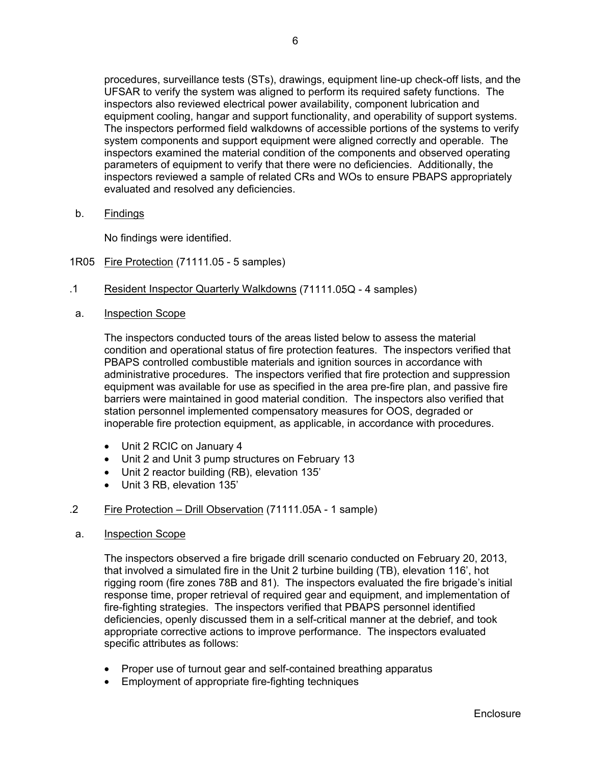procedures, surveillance tests (STs), drawings, equipment line-up check-off lists, and the UFSAR to verify the system was aligned to perform its required safety functions. The inspectors also reviewed electrical power availability, component lubrication and equipment cooling, hangar and support functionality, and operability of support systems. The inspectors performed field walkdowns of accessible portions of the systems to verify system components and support equipment were aligned correctly and operable. The inspectors examined the material condition of the components and observed operating parameters of equipment to verify that there were no deficiencies. Additionally, the inspectors reviewed a sample of related CRs and WOs to ensure PBAPS appropriately evaluated and resolved any deficiencies.

b. Findings

No findings were identified.

1R05 Fire Protection (71111.05 - 5 samples)

.1 Resident Inspector Quarterly Walkdowns (71111.05Q - 4 samples)

a. Inspection Scope

The inspectors conducted tours of the areas listed below to assess the material condition and operational status of fire protection features. The inspectors verified that PBAPS controlled combustible materials and ignition sources in accordance with administrative procedures. The inspectors verified that fire protection and suppression equipment was available for use as specified in the area pre-fire plan, and passive fire barriers were maintained in good material condition. The inspectors also verified that station personnel implemented compensatory measures for OOS, degraded or inoperable fire protection equipment, as applicable, in accordance with procedures.

- Unit 2 RCIC on January 4
- Unit 2 and Unit 3 pump structures on February 13
- Unit 2 reactor building (RB), elevation 135'
- Unit 3 RB, elevation 135'

.2 Fire Protection – Drill Observation (71111.05A - 1 sample)

a. Inspection Scope

The inspectors observed a fire brigade drill scenario conducted on February 20, 2013, that involved a simulated fire in the Unit 2 turbine building (TB), elevation 116', hot rigging room (fire zones 78B and 81). The inspectors evaluated the fire brigade's initial response time, proper retrieval of required gear and equipment, and implementation of fire-fighting strategies. The inspectors verified that PBAPS personnel identified deficiencies, openly discussed them in a self-critical manner at the debrief, and took appropriate corrective actions to improve performance. The inspectors evaluated specific attributes as follows:

- Proper use of turnout gear and self-contained breathing apparatus
- Employment of appropriate fire-fighting techniques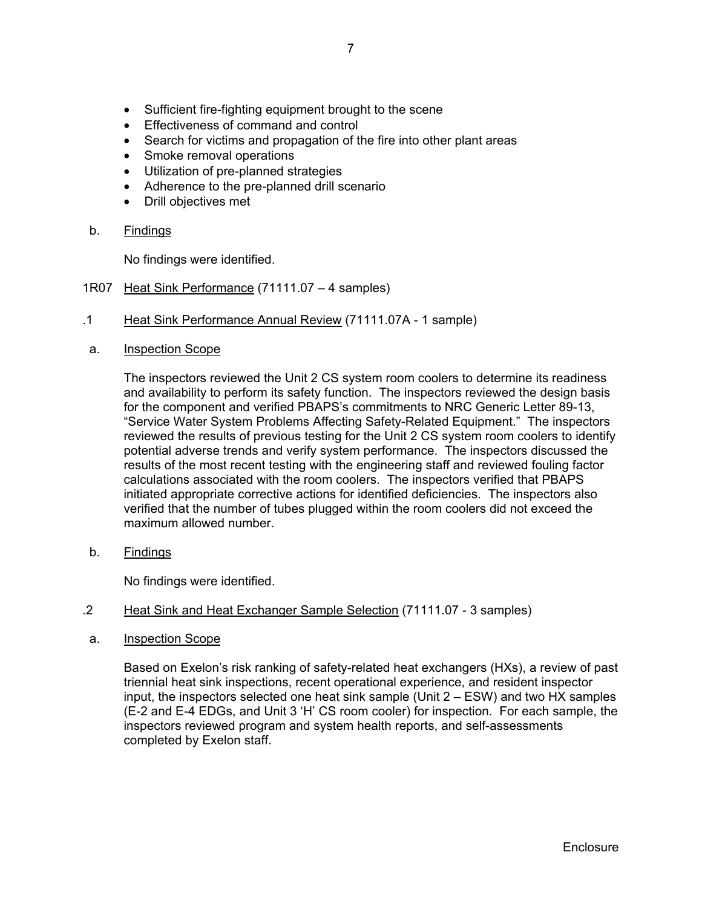- Sufficient fire-fighting equipment brought to the scene
- Effectiveness of command and control
- Search for victims and propagation of the fire into other plant areas
- Smoke removal operations
- Utilization of pre-planned strategies
- Adherence to the pre-planned drill scenario
- Drill objectives met

b. Findings

No findings were identified.

## 1R07 Heat Sink Performance (71111.07 – 4 samples)

### .1 Heat Sink Performance Annual Review (71111.07A - 1 sample)

a. Inspection Scope

The inspectors reviewed the Unit 2 CS system room coolers to determine its readiness and availability to perform its safety function. The inspectors reviewed the design basis for the component and verified PBAPS's commitments to NRC Generic Letter 89-13, "Service Water System Problems Affecting Safety-Related Equipment." The inspectors reviewed the results of previous testing for the Unit 2 CS system room coolers to identify potential adverse trends and verify system performance. The inspectors discussed the results of the most recent testing with the engineering staff and reviewed fouling factor calculations associated with the room coolers. The inspectors verified that PBAPS initiated appropriate corrective actions for identified deficiencies. The inspectors also verified that the number of tubes plugged within the room coolers did not exceed the maximum allowed number.

b. Findings

No findings were identified.

### .2 Heat Sink and Heat Exchanger Sample Selection (71111.07 - 3 samples)

a. Inspection Scope

Based on Exelon's risk ranking of safety-related heat exchangers (HXs), a review of past triennial heat sink inspections, recent operational experience, and resident inspector input, the inspectors selected one heat sink sample (Unit 2 – ESW) and two HX samples (E-2 and E-4 EDGs, and Unit 3 'H' CS room cooler) for inspection. For each sample, the inspectors reviewed program and system health reports, and self-assessments completed by Exelon staff.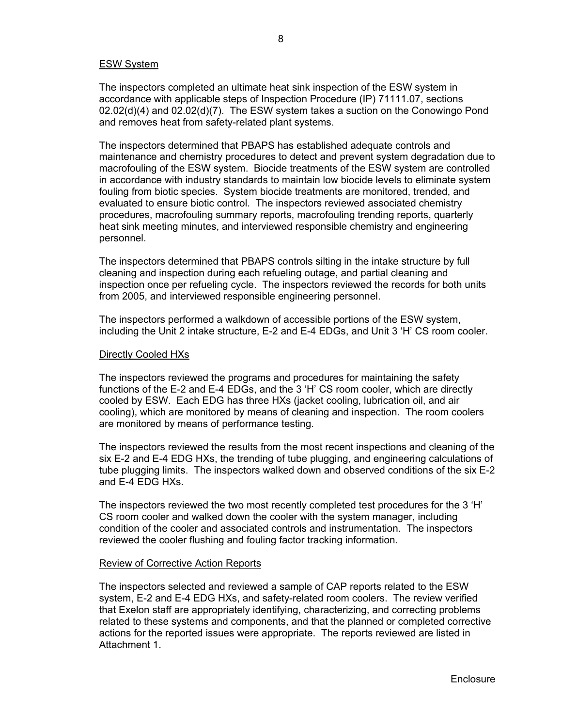ESW System

The inspectors completed an ultimate heat sink inspection of the ESW system in accordance with applicable steps of Inspection Procedure (IP) 71111.07, sections 02.02(d)(4) and 02.02(d)(7). The ESW system takes a suction on the Conowingo Pond and removes heat from safety-related plant systems.

The inspectors determined that PBAPS has established adequate controls and maintenance and chemistry procedures to detect and prevent system degradation due to macrofouling of the ESW system. Biocide treatments of the ESW system are controlled in accordance with industry standards to maintain low biocide levels to eliminate system fouling from biotic species. System biocide treatments are monitored, trended, and evaluated to ensure biotic control. The inspectors reviewed associated chemistry procedures, macrofouling summary reports, macrofouling trending reports, quarterly heat sink meeting minutes, and interviewed responsible chemistry and engineering personnel.

The inspectors determined that PBAPS controls silting in the intake structure by full cleaning and inspection during each refueling outage, and partial cleaning and inspection once per refueling cycle. The inspectors reviewed the records for both units from 2005, and interviewed responsible engineering personnel.

The inspectors performed a walkdown of accessible portions of the ESW system, including the Unit 2 intake structure, E-2 and E-4 EDGs, and Unit 3 'H' CS room cooler.

Directly Cooled HXs

The inspectors reviewed the programs and procedures for maintaining the safety functions of the E-2 and E-4 EDGs, and the 3 'H' CS room cooler, which are directly cooled by ESW. Each EDG has three HXs (jacket cooling, lubrication oil, and air cooling), which are monitored by means of cleaning and inspection. The room coolers are monitored by means of performance testing.

The inspectors reviewed the results from the most recent inspections and cleaning of the six E-2 and E-4 EDG HXs, the trending of tube plugging, and engineering calculations of tube plugging limits. The inspectors walked down and observed conditions of the six E-2 and E-4 EDG HXs.

The inspectors reviewed the two most recently completed test procedures for the 3 'H' CS room cooler and walked down the cooler with the system manager, including condition of the cooler and associated controls and instrumentation. The inspectors reviewed the cooler flushing and fouling factor tracking information.

Review of Corrective Action Reports

The inspectors selected and reviewed a sample of CAP reports related to the ESW system, E-2 and E-4 EDG HXs, and safety-related room coolers. The review verified that Exelon staff are appropriately identifying, characterizing, and correcting problems related to these systems and components, and that the planned or completed corrective actions for the reported issues were appropriate. The reports reviewed are listed in Attachment 1.

Enclosure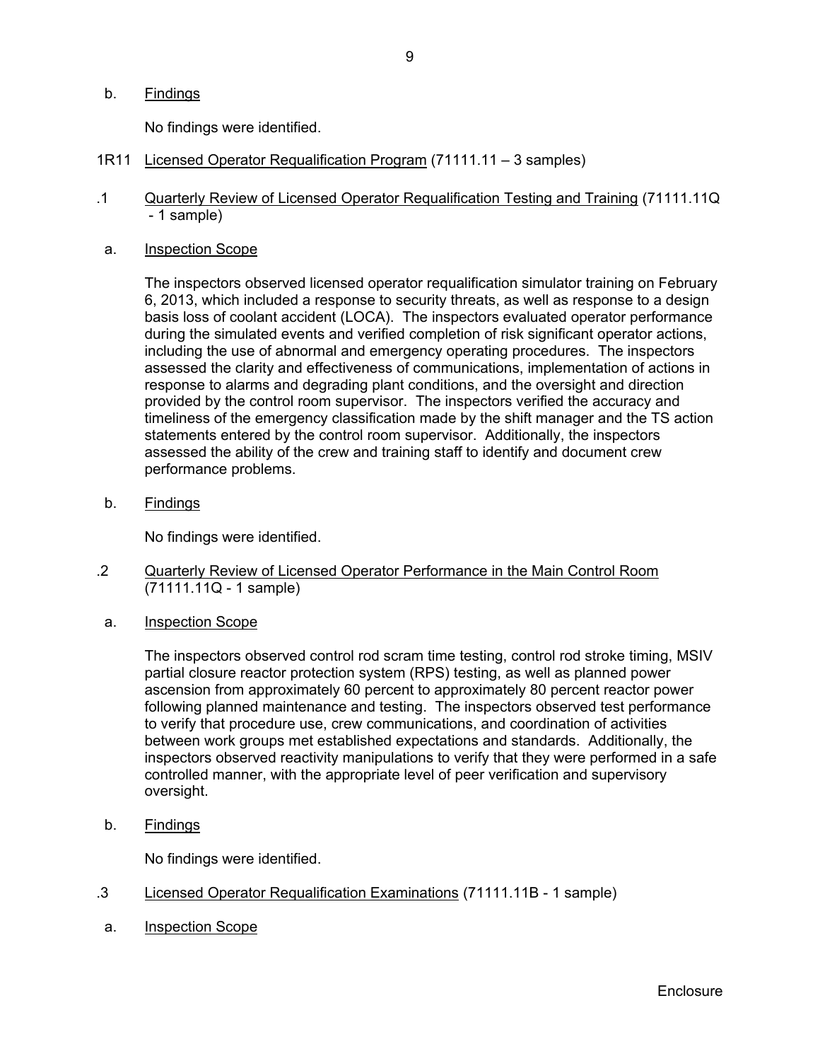b. Findings

No findings were identified.

## 1R11 Licensed Operator Requalification Program (71111.11 – 3 samples)

### .1 Quarterly Review of Licensed Operator Requalification Testing and Training (71111.11Q - 1 sample)

a. Inspection Scope

The inspectors observed licensed operator requalification simulator training on February 6, 2013, which included a response to security threats, as well as response to a design basis loss of coolant accident (LOCA). The inspectors evaluated operator performance during the simulated events and verified completion of risk significant operator actions, including the use of abnormal and emergency operating procedures. The inspectors assessed the clarity and effectiveness of communications, implementation of actions in response to alarms and degrading plant conditions, and the oversight and direction provided by the control room supervisor. The inspectors verified the accuracy and timeliness of the emergency classification made by the shift manager and the TS action statements entered by the control room supervisor. Additionally, the inspectors assessed the ability of the crew and training staff to identify and document crew performance problems.

b. Findings

No findings were identified.

### .2 Quarterly Review of Licensed Operator Performance in the Main Control Room (71111.11Q - 1 sample)

a. Inspection Scope

The inspectors observed control rod scram time testing, control rod stroke timing, MSIV partial closure reactor protection system (RPS) testing, as well as planned power ascension from approximately 60 percent to approximately 80 percent reactor power following planned maintenance and testing. The inspectors observed test performance to verify that procedure use, crew communications, and coordination of activities between work groups met established expectations and standards. Additionally, the inspectors observed reactivity manipulations to verify that they were performed in a safe controlled manner, with the appropriate level of peer verification and supervisory oversight.

b. Findings

No findings were identified.

### .3 Licensed Operator Requalification Examinations (71111.11B - 1 sample)

a. Inspection Scope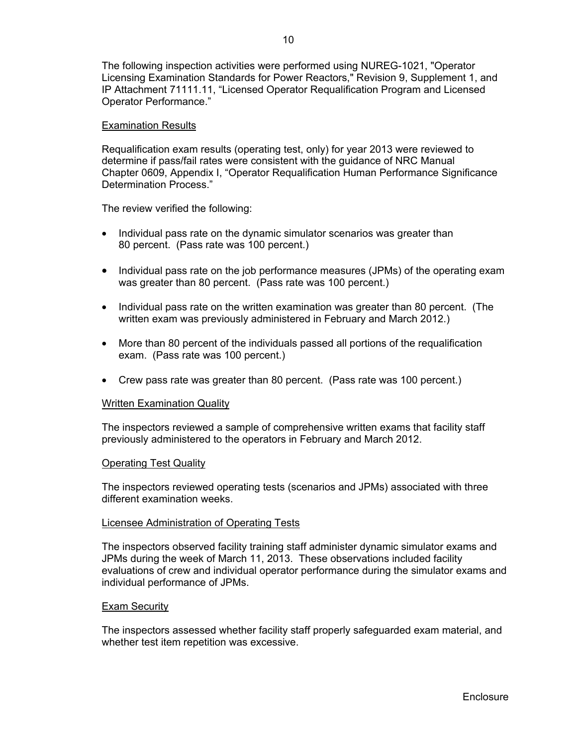The following inspection activities were performed using NUREG-1021, "Operator Licensing Examination Standards for Power Reactors," Revision 9, Supplement 1, and IP Attachment 71111.11, "Licensed Operator Requalification Program and Licensed Operator Performance."

Examination Results

Requalification exam results (operating test, only) for year 2013 were reviewed to determine if pass/fail rates were consistent with the guidance of NRC Manual Chapter 0609, Appendix I, "Operator Requalification Human Performance Significance Determination Process."

The review verified the following:

- Individual pass rate on the dynamic simulator scenarios was greater than 80 percent. (Pass rate was 100 percent.)
- Individual pass rate on the job performance measures (JPMs) of the operating exam was greater than 80 percent. (Pass rate was 100 percent.)
- Individual pass rate on the written examination was greater than 80 percent. (The written exam was previously administered in February and March 2012.)
- More than 80 percent of the individuals passed all portions of the requalification exam. (Pass rate was 100 percent.)
- Crew pass rate was greater than 80 percent. (Pass rate was 100 percent.)

Written Examination Quality

The inspectors reviewed a sample of comprehensive written exams that facility staff previously administered to the operators in February and March 2012.

Operating Test Quality

The inspectors reviewed operating tests (scenarios and JPMs) associated with three different examination weeks.

Licensee Administration of Operating Tests

The inspectors observed facility training staff administer dynamic simulator exams and JPMs during the week of March 11, 2013. These observations included facility evaluations of crew and individual operator performance during the simulator exams and individual performance of JPMs.

Exam Security

The inspectors assessed whether facility staff properly safeguarded exam material, and whether test item repetition was excessive.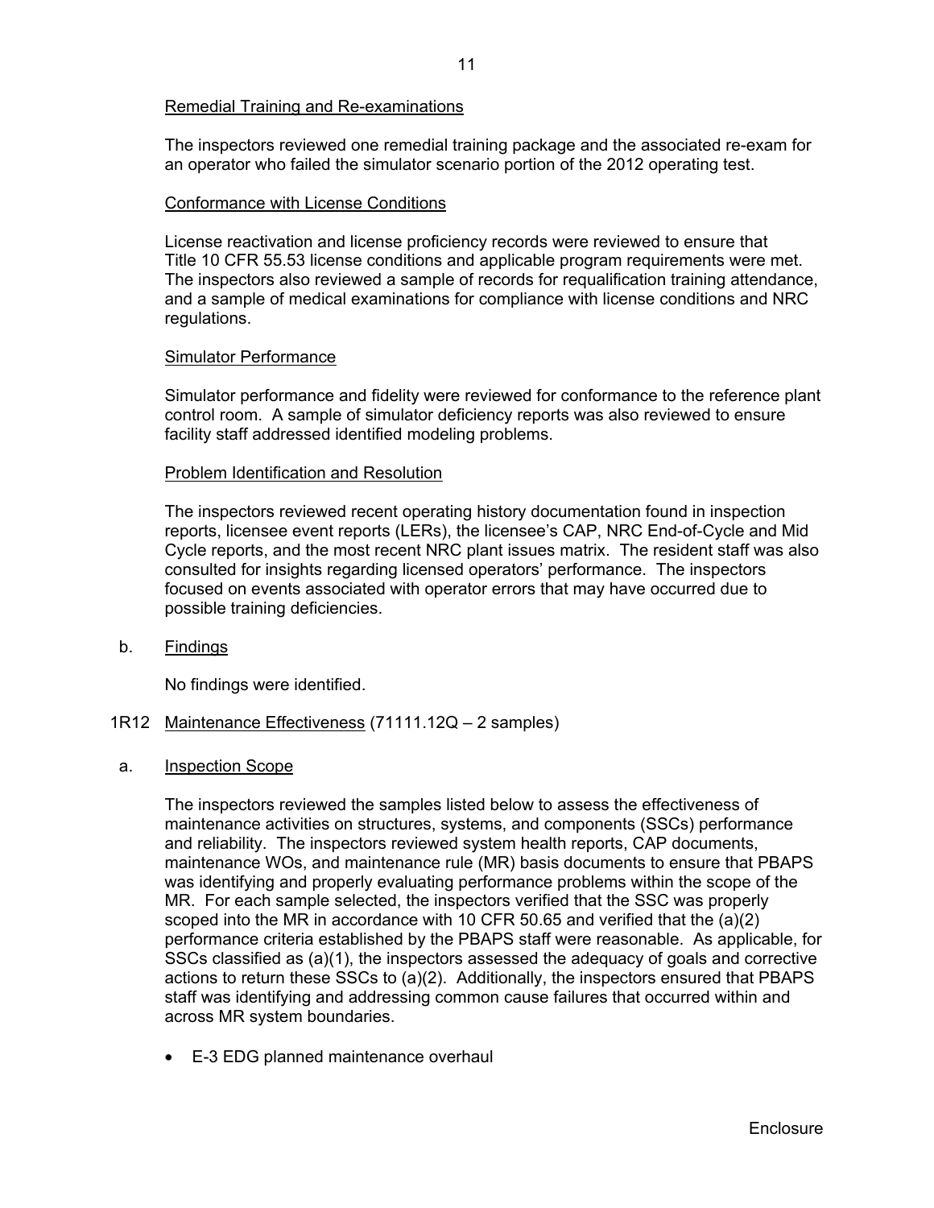Remedial Training and Re-examinations

The inspectors reviewed one remedial training package and the associated re-exam for an operator who failed the simulator scenario portion of the 2012 operating test.

Conformance with License Conditions

License reactivation and license proficiency records were reviewed to ensure that Title 10 CFR 55.53 license conditions and applicable program requirements were met. The inspectors also reviewed a sample of records for requalification training attendance, and a sample of medical examinations for compliance with license conditions and NRC regulations.

Simulator Performance

Simulator performance and fidelity were reviewed for conformance to the reference plant control room. A sample of simulator deficiency reports was also reviewed to ensure facility staff addressed identified modeling problems.

Problem Identification and Resolution

The inspectors reviewed recent operating history documentation found in inspection reports, licensee event reports (LERs), the licensee's CAP, NRC End-of-Cycle and Mid Cycle reports, and the most recent NRC plant issues matrix. The resident staff was also consulted for insights regarding licensed operators' performance. The inspectors focused on events associated with operator errors that may have occurred due to possible training deficiencies.

b. Findings

No findings were identified.

1R12 Maintenance Effectiveness (71111.12Q – 2 samples)

a. Inspection Scope

The inspectors reviewed the samples listed below to assess the effectiveness of maintenance activities on structures, systems, and components (SSCs) performance and reliability. The inspectors reviewed system health reports, CAP documents, maintenance WOs, and maintenance rule (MR) basis documents to ensure that PBAPS was identifying and properly evaluating performance problems within the scope of the MR. For each sample selected, the inspectors verified that the SSC was properly scoped into the MR in accordance with 10 CFR 50.65 and verified that the (a)(2) performance criteria established by the PBAPS staff were reasonable. As applicable, for SSCs classified as (a)(1), the inspectors assessed the adequacy of goals and corrective actions to return these SSCs to (a)(2). Additionally, the inspectors ensured that PBAPS staff was identifying and addressing common cause failures that occurred within and across MR system boundaries.

- E-3 EDG planned maintenance overhaul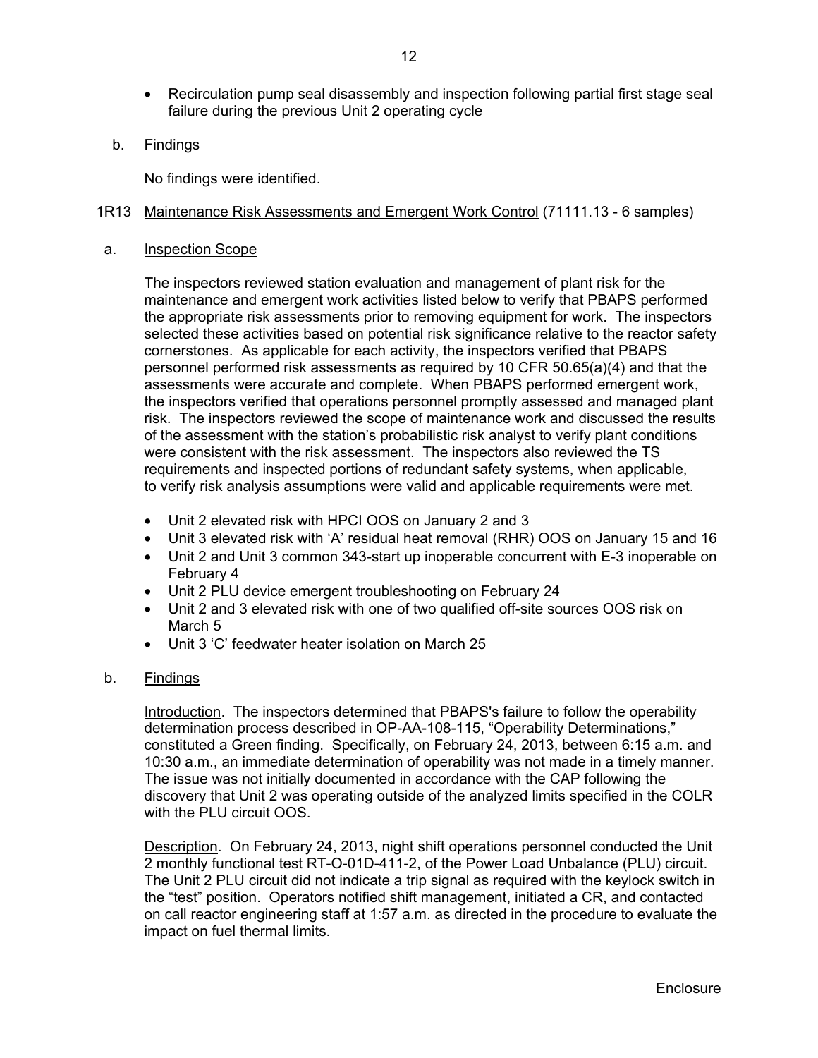- Recirculation pump seal disassembly and inspection following partial first stage seal failure during the previous Unit 2 operating cycle

b. Findings

No findings were identified.

## 1R13 Maintenance Risk Assessments and Emergent Work Control (71111.13 - 6 samples)

a. Inspection Scope

The inspectors reviewed station evaluation and management of plant risk for the maintenance and emergent work activities listed below to verify that PBAPS performed the appropriate risk assessments prior to removing equipment for work. The inspectors selected these activities based on potential risk significance relative to the reactor safety cornerstones. As applicable for each activity, the inspectors verified that PBAPS personnel performed risk assessments as required by 10 CFR 50.65(a)(4) and that the assessments were accurate and complete. When PBAPS performed emergent work, the inspectors verified that operations personnel promptly assessed and managed plant risk. The inspectors reviewed the scope of maintenance work and discussed the results of the assessment with the station's probabilistic risk analyst to verify plant conditions were consistent with the risk assessment. The inspectors also reviewed the TS requirements and inspected portions of redundant safety systems, when applicable, to verify risk analysis assumptions were valid and applicable requirements were met.

- Unit 2 elevated risk with HPCI OOS on January 2 and 3
- Unit 3 elevated risk with 'A' residual heat removal (RHR) OOS on January 15 and 16
- Unit 2 and Unit 3 common 343-start up inoperable concurrent with E-3 inoperable on February 4
- Unit 2 PLU device emergent troubleshooting on February 24
- Unit 2 and 3 elevated risk with one of two qualified off-site sources OOS risk on March 5
- Unit 3 'C' feedwater heater isolation on March 25

b. Findings

Introduction. The inspectors determined that PBAPS's failure to follow the operability determination process described in OP-AA-108-115, "Operability Determinations," constituted a Green finding. Specifically, on February 24, 2013, between 6:15 a.m. and 10:30 a.m., an immediate determination of operability was not made in a timely manner. The issue was not initially documented in accordance with the CAP following the discovery that Unit 2 was operating outside of the analyzed limits specified in the COLR with the PLU circuit OOS.

Description. On February 24, 2013, night shift operations personnel conducted the Unit 2 monthly functional test RT-O-01D-411-2, of the Power Load Unbalance (PLU) circuit. The Unit 2 PLU circuit did not indicate a trip signal as required with the keylock switch in the "test" position. Operators notified shift management, initiated a CR, and contacted on call reactor engineering staff at 1:57 a.m. as directed in the procedure to evaluate the impact on fuel thermal limits.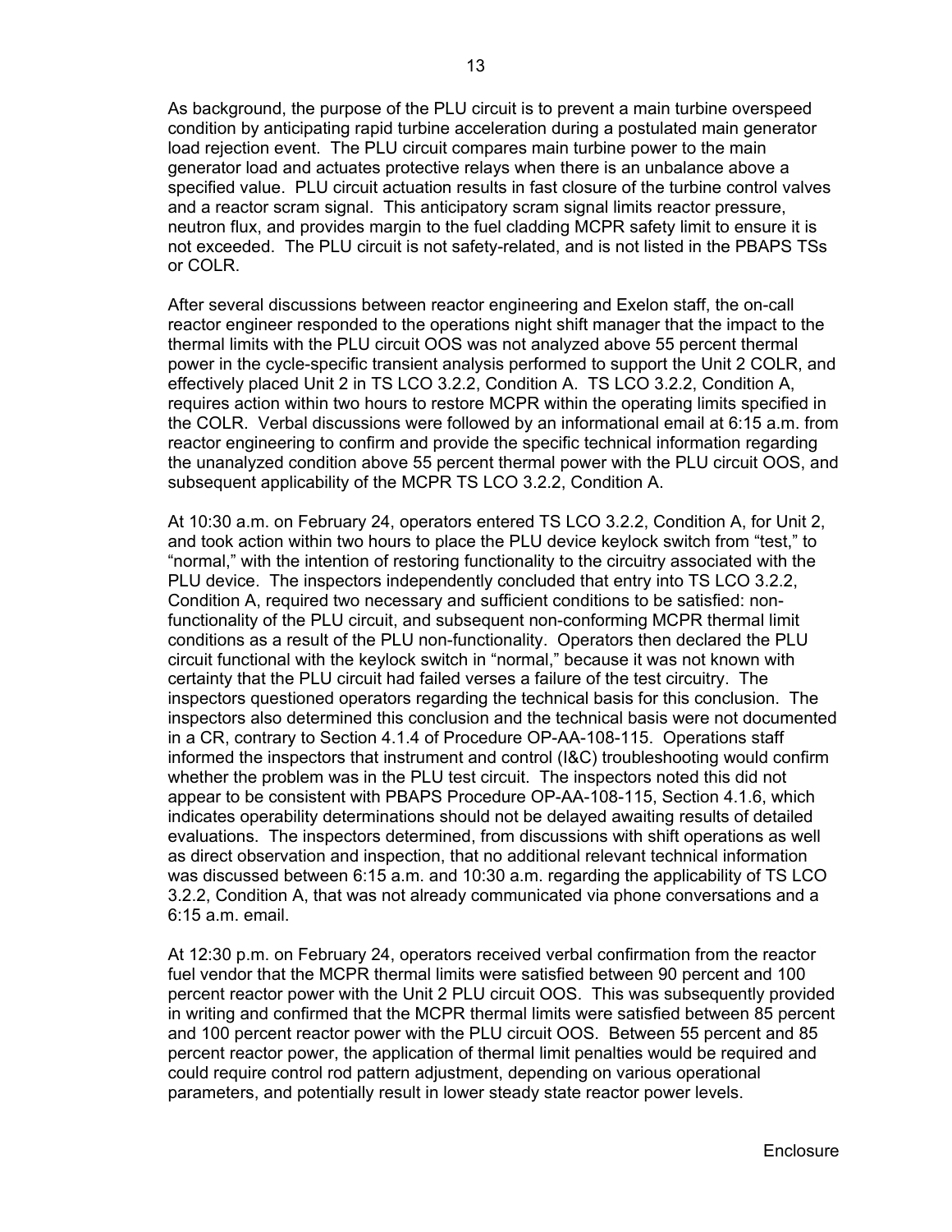As background, the purpose of the PLU circuit is to prevent a main turbine overspeed condition by anticipating rapid turbine acceleration during a postulated main generator load rejection event. The PLU circuit compares main turbine power to the main generator load and actuates protective relays when there is an unbalance above a specified value. PLU circuit actuation results in fast closure of the turbine control valves and a reactor scram signal. This anticipatory scram signal limits reactor pressure, neutron flux, and provides margin to the fuel cladding MCPR safety limit to ensure it is not exceeded. The PLU circuit is not safety-related, and is not listed in the PBAPS TSs or COLR.

After several discussions between reactor engineering and Exelon staff, the on-call reactor engineer responded to the operations night shift manager that the impact to the thermal limits with the PLU circuit OOS was not analyzed above 55 percent thermal power in the cycle-specific transient analysis performed to support the Unit 2 COLR, and effectively placed Unit 2 in TS LCO 3.2.2, Condition A. TS LCO 3.2.2, Condition A, requires action within two hours to restore MCPR within the operating limits specified in the COLR. Verbal discussions were followed by an informational email at 6:15 a.m. from reactor engineering to confirm and provide the specific technical information regarding the unanalyzed condition above 55 percent thermal power with the PLU circuit OOS, and subsequent applicability of the MCPR TS LCO 3.2.2, Condition A.

At 10:30 a.m. on February 24, operators entered TS LCO 3.2.2, Condition A, for Unit 2, and took action within two hours to place the PLU device keylock switch from "test," to "normal," with the intention of restoring functionality to the circuitry associated with the PLU device. The inspectors independently concluded that entry into TS LCO 3.2.2, Condition A, required two necessary and sufficient conditions to be satisfied: non-functionality of the PLU circuit, and subsequent non-conforming MCPR thermal limit conditions as a result of the PLU non-functionality. Operators then declared the PLU circuit functional with the keylock switch in "normal," because it was not known with certainty that the PLU circuit had failed verses a failure of the test circuitry. The inspectors questioned operators regarding the technical basis for this conclusion. The inspectors also determined this conclusion and the technical basis were not documented in a CR, contrary to Section 4.1.4 of Procedure OP-AA-108-115. Operations staff informed the inspectors that instrument and control (I&C) troubleshooting would confirm whether the problem was in the PLU test circuit. The inspectors noted this did not appear to be consistent with PBAPS Procedure OP-AA-108-115, Section 4.1.6, which indicates operability determinations should not be delayed awaiting results of detailed evaluations. The inspectors determined, from discussions with shift operations as well as direct observation and inspection, that no additional relevant technical information was discussed between 6:15 a.m. and 10:30 a.m. regarding the applicability of TS LCO 3.2.2, Condition A, that was not already communicated via phone conversations and a 6:15 a.m. email.

At 12:30 p.m. on February 24, operators received verbal confirmation from the reactor fuel vendor that the MCPR thermal limits were satisfied between 90 percent and 100 percent reactor power with the Unit 2 PLU circuit OOS. This was subsequently provided in writing and confirmed that the MCPR thermal limits were satisfied between 85 percent and 100 percent reactor power with the PLU circuit OOS. Between 55 percent and 85 percent reactor power, the application of thermal limit penalties would be required and could require control rod pattern adjustment, depending on various operational parameters, and potentially result in lower steady state reactor power levels.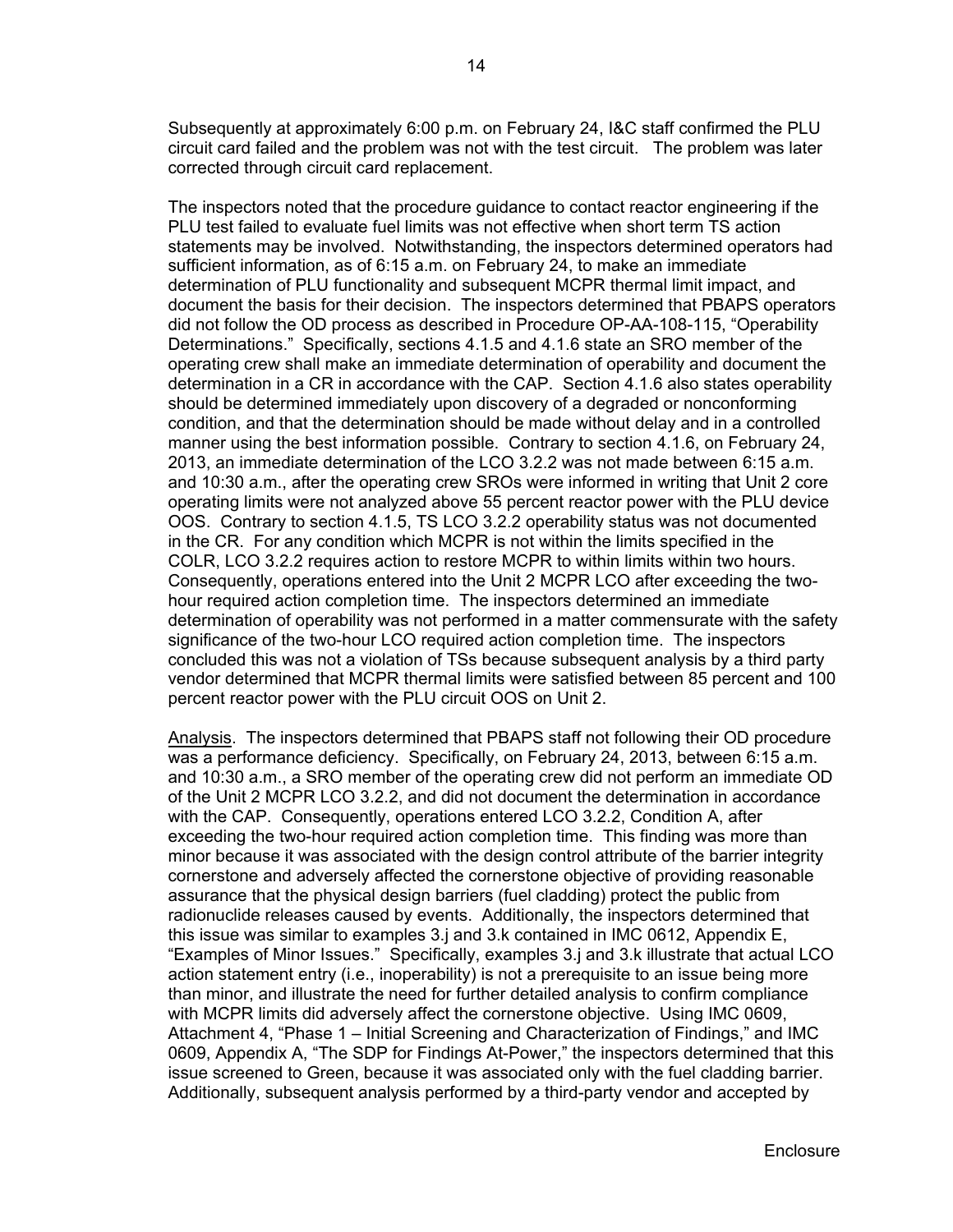Subsequently at approximately 6:00 p.m. on February 24, I&C staff confirmed the PLU circuit card failed and the problem was not with the test circuit. The problem was later corrected through circuit card replacement.

The inspectors noted that the procedure guidance to contact reactor engineering if the PLU test failed to evaluate fuel limits was not effective when short term TS action statements may be involved. Notwithstanding, the inspectors determined operators had sufficient information, as of 6:15 a.m. on February 24, to make an immediate determination of PLU functionality and subsequent MCPR thermal limit impact, and document the basis for their decision. The inspectors determined that PBAPS operators did not follow the OD process as described in Procedure OP-AA-108-115, "Operability Determinations." Specifically, sections 4.1.5 and 4.1.6 state an SRO member of the operating crew shall make an immediate determination of operability and document the determination in a CR in accordance with the CAP. Section 4.1.6 also states operability should be determined immediately upon discovery of a degraded or nonconforming condition, and that the determination should be made without delay and in a controlled manner using the best information possible. Contrary to section 4.1.6, on February 24, 2013, an immediate determination of the LCO 3.2.2 was not made between 6:15 a.m. and 10:30 a.m., after the operating crew SROs were informed in writing that Unit 2 core operating limits were not analyzed above 55 percent reactor power with the PLU device OOS. Contrary to section 4.1.5, TS LCO 3.2.2 operability status was not documented in the CR. For any condition which MCPR is not within the limits specified in the COLR, LCO 3.2.2 requires action to restore MCPR to within limits within two hours. Consequently, operations entered into the Unit 2 MCPR LCO after exceeding the two-hour required action completion time. The inspectors determined an immediate determination of operability was not performed in a matter commensurate with the safety significance of the two-hour LCO required action completion time. The inspectors concluded this was not a violation of TSs because subsequent analysis by a third party vendor determined that MCPR thermal limits were satisfied between 85 percent and 100 percent reactor power with the PLU circuit OOS on Unit 2.

Analysis. The inspectors determined that PBAPS staff not following their OD procedure was a performance deficiency. Specifically, on February 24, 2013, between 6:15 a.m. and 10:30 a.m., a SRO member of the operating crew did not perform an immediate OD of the Unit 2 MCPR LCO 3.2.2, and did not document the determination in accordance with the CAP. Consequently, operations entered LCO 3.2.2, Condition A, after exceeding the two-hour required action completion time. This finding was more than minor because it was associated with the design control attribute of the barrier integrity cornerstone and adversely affected the cornerstone objective of providing reasonable assurance that the physical design barriers (fuel cladding) protect the public from radionuclide releases caused by events. Additionally, the inspectors determined that this issue was similar to examples 3.j and 3.k contained in IMC 0612, Appendix E, "Examples of Minor Issues." Specifically, examples 3.j and 3.k illustrate that actual LCO action statement entry (i.e., inoperability) is not a prerequisite to an issue being more than minor, and illustrate the need for further detailed analysis to confirm compliance with MCPR limits did adversely affect the cornerstone objective. Using IMC 0609, Attachment 4, "Phase 1 – Initial Screening and Characterization of Findings," and IMC 0609, Appendix A, "The SDP for Findings At-Power," the inspectors determined that this issue screened to Green, because it was associated only with the fuel cladding barrier. Additionally, subsequent analysis performed by a third-party vendor and accepted by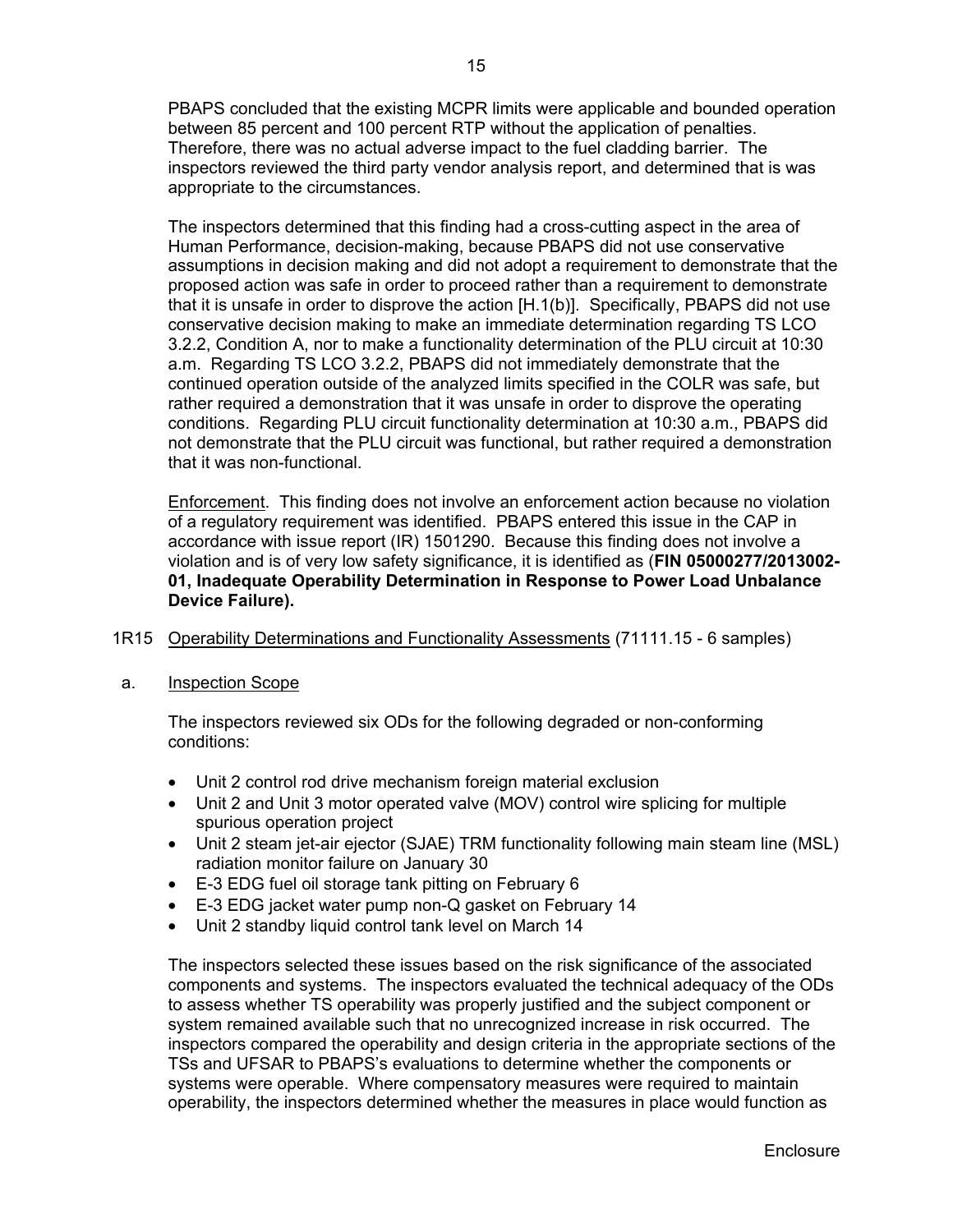PBAPS concluded that the existing MCPR limits were applicable and bounded operation between 85 percent and 100 percent RTP without the application of penalties. Therefore, there was no actual adverse impact to the fuel cladding barrier. The inspectors reviewed the third party vendor analysis report, and determined that is was appropriate to the circumstances.

The inspectors determined that this finding had a cross-cutting aspect in the area of Human Performance, decision-making, because PBAPS did not use conservative assumptions in decision making and did not adopt a requirement to demonstrate that the proposed action was safe in order to proceed rather than a requirement to demonstrate that it is unsafe in order to disprove the action [H.1(b)]. Specifically, PBAPS did not use conservative decision making to make an immediate determination regarding TS LCO 3.2.2, Condition A, nor to make a functionality determination of the PLU circuit at 10:30 a.m. Regarding TS LCO 3.2.2, PBAPS did not immediately demonstrate that the continued operation outside of the analyzed limits specified in the COLR was safe, but rather required a demonstration that it was unsafe in order to disprove the operating conditions. Regarding PLU circuit functionality determination at 10:30 a.m., PBAPS did not demonstrate that the PLU circuit was functional, but rather required a demonstration that it was non-functional.

Enforcement. This finding does not involve an enforcement action because no violation of a regulatory requirement was identified. PBAPS entered this issue in the CAP in accordance with issue report (IR) 1501290. Because this finding does not involve a violation and is of very low safety significance, it is identified as (**FIN 05000277/2013002-01, Inadequate Operability Determination in Response to Power Load Unbalance Device Failure).**

1R15 Operability Determinations and Functionality Assessments (71111.15 - 6 samples)

a. Inspection Scope

The inspectors reviewed six ODs for the following degraded or non-conforming conditions:

- Unit 2 control rod drive mechanism foreign material exclusion
- Unit 2 and Unit 3 motor operated valve (MOV) control wire splicing for multiple spurious operation project
- Unit 2 steam jet-air ejector (SJAE) TRM functionality following main steam line (MSL) radiation monitor failure on January 30
- E-3 EDG fuel oil storage tank pitting on February 6
- E-3 EDG jacket water pump non-Q gasket on February 14
- Unit 2 standby liquid control tank level on March 14

The inspectors selected these issues based on the risk significance of the associated components and systems. The inspectors evaluated the technical adequacy of the ODs to assess whether TS operability was properly justified and the subject component or system remained available such that no unrecognized increase in risk occurred. The inspectors compared the operability and design criteria in the appropriate sections of the TSs and UFSAR to PBAPS's evaluations to determine whether the components or systems were operable. Where compensatory measures were required to maintain operability, the inspectors determined whether the measures in place would function as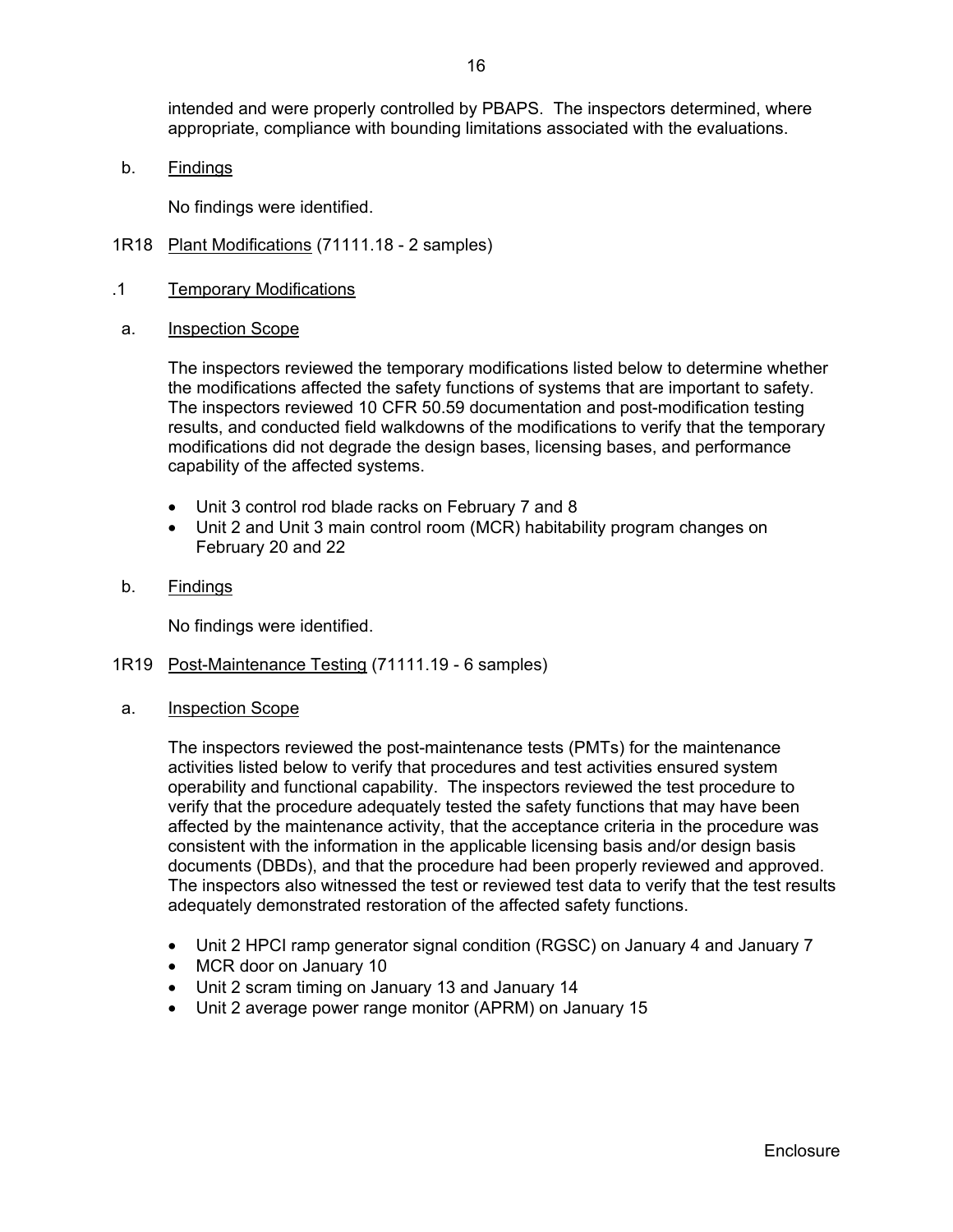intended and were properly controlled by PBAPS. The inspectors determined, where appropriate, compliance with bounding limitations associated with the evaluations.

b. Findings

No findings were identified.

## 1R18 Plant Modifications (71111.18 - 2 samples)

### .1 Temporary Modifications

a. Inspection Scope

The inspectors reviewed the temporary modifications listed below to determine whether the modifications affected the safety functions of systems that are important to safety. The inspectors reviewed 10 CFR 50.59 documentation and post-modification testing results, and conducted field walkdowns of the modifications to verify that the temporary modifications did not degrade the design bases, licensing bases, and performance capability of the affected systems.

- Unit 3 control rod blade racks on February 7 and 8
- Unit 2 and Unit 3 main control room (MCR) habitability program changes on February 20 and 22

b. Findings

No findings were identified.

## 1R19 Post-Maintenance Testing (71111.19 - 6 samples)

a. Inspection Scope

The inspectors reviewed the post-maintenance tests (PMTs) for the maintenance activities listed below to verify that procedures and test activities ensured system operability and functional capability. The inspectors reviewed the test procedure to verify that the procedure adequately tested the safety functions that may have been affected by the maintenance activity, that the acceptance criteria in the procedure was consistent with the information in the applicable licensing basis and/or design basis documents (DBDs), and that the procedure had been properly reviewed and approved. The inspectors also witnessed the test or reviewed test data to verify that the test results adequately demonstrated restoration of the affected safety functions.

- Unit 2 HPCI ramp generator signal condition (RGSC) on January 4 and January 7
- MCR door on January 10
- Unit 2 scram timing on January 13 and January 14
- Unit 2 average power range monitor (APRM) on January 15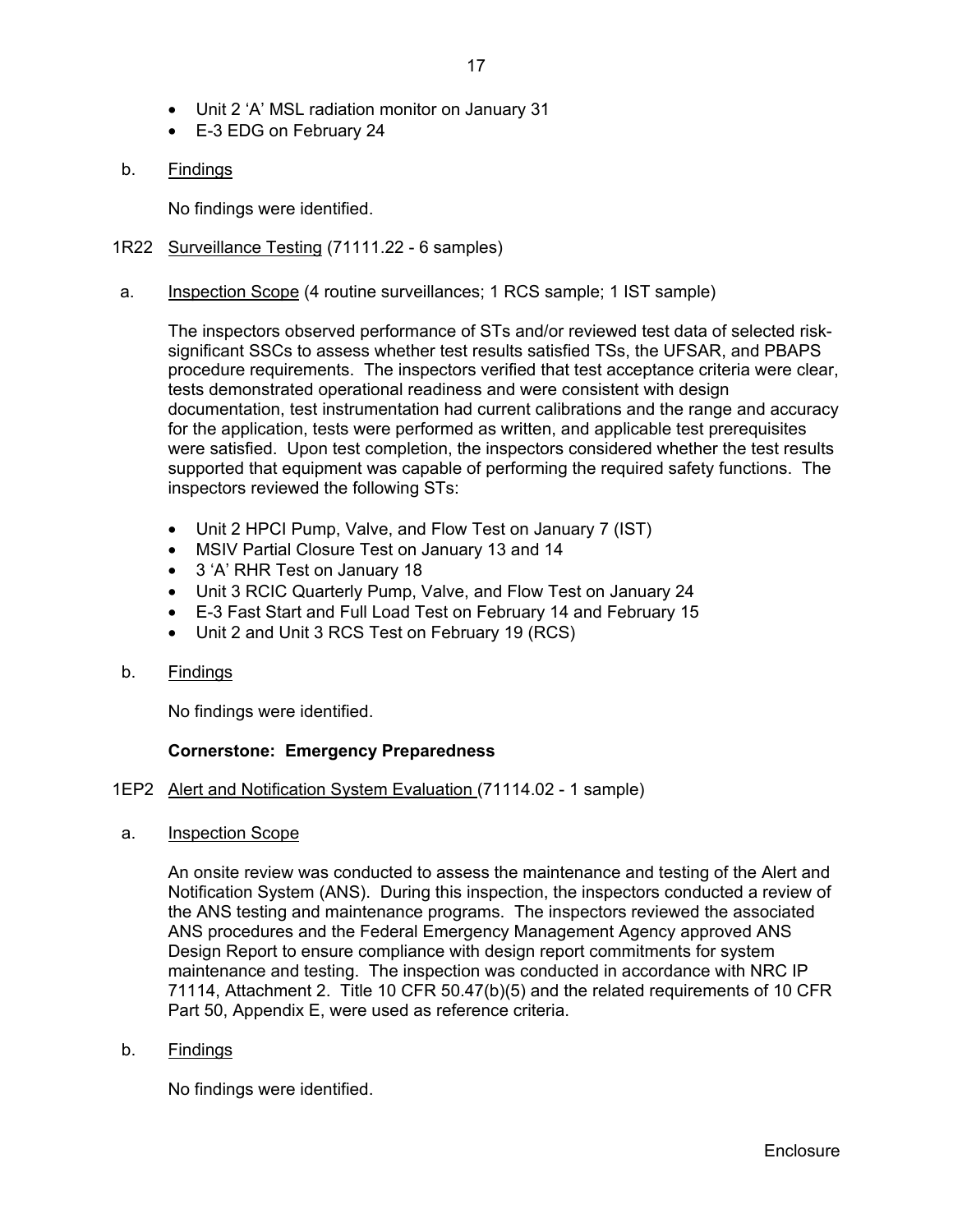- Unit 2 'A' MSL radiation monitor on January 31
- E-3 EDG on February 24

b. Findings

No findings were identified.

1R22 Surveillance Testing (71111.22 - 6 samples)

a. Inspection Scope (4 routine surveillances; 1 RCS sample; 1 IST sample)

The inspectors observed performance of STs and/or reviewed test data of selected risk-significant SSCs to assess whether test results satisfied TSs, the UFSAR, and PBAPS procedure requirements. The inspectors verified that test acceptance criteria were clear, tests demonstrated operational readiness and were consistent with design documentation, test instrumentation had current calibrations and the range and accuracy for the application, tests were performed as written, and applicable test prerequisites were satisfied. Upon test completion, the inspectors considered whether the test results supported that equipment was capable of performing the required safety functions. The inspectors reviewed the following STs:

- Unit 2 HPCI Pump, Valve, and Flow Test on January 7 (IST)
- MSIV Partial Closure Test on January 13 and 14
- 3 'A' RHR Test on January 18
- Unit 3 RCIC Quarterly Pump, Valve, and Flow Test on January 24
- E-3 Fast Start and Full Load Test on February 14 and February 15
- Unit 2 and Unit 3 RCS Test on February 19 (RCS)

b. Findings

No findings were identified.

**Cornerstone: Emergency Preparedness**

1EP2 Alert and Notification System Evaluation (71114.02 - 1 sample)

a. Inspection Scope

An onsite review was conducted to assess the maintenance and testing of the Alert and Notification System (ANS). During this inspection, the inspectors conducted a review of the ANS testing and maintenance programs. The inspectors reviewed the associated ANS procedures and the Federal Emergency Management Agency approved ANS Design Report to ensure compliance with design report commitments for system maintenance and testing. The inspection was conducted in accordance with NRC IP 71114, Attachment 2. Title 10 CFR 50.47(b)(5) and the related requirements of 10 CFR Part 50, Appendix E, were used as reference criteria.

b. Findings

No findings were identified.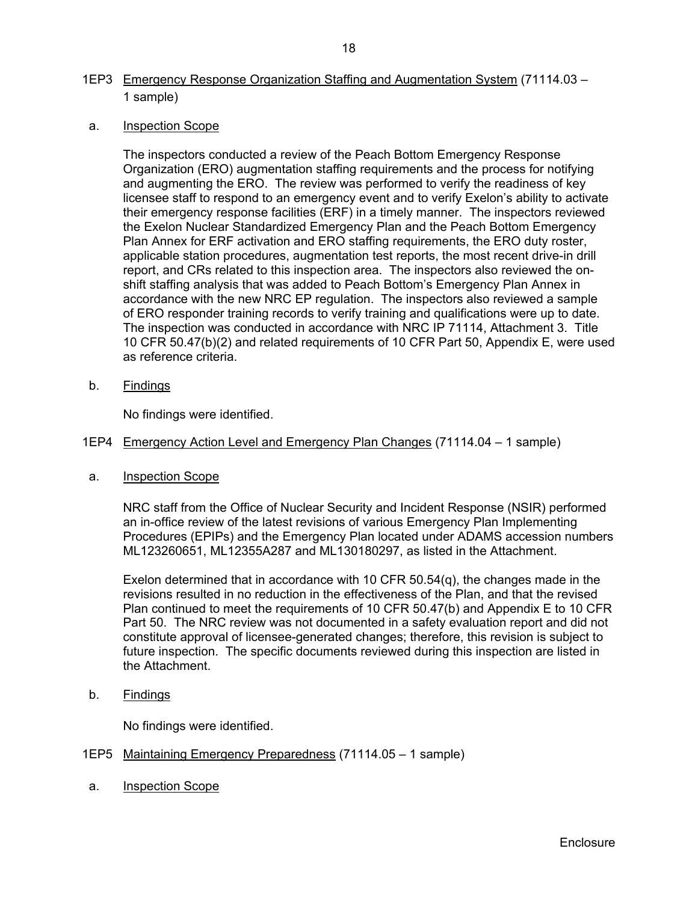### 1EP3 Emergency Response Organization Staffing and Augmentation System (71114.03 – 1 sample)

a. Inspection Scope

The inspectors conducted a review of the Peach Bottom Emergency Response Organization (ERO) augmentation staffing requirements and the process for notifying and augmenting the ERO. The review was performed to verify the readiness of key licensee staff to respond to an emergency event and to verify Exelon's ability to activate their emergency response facilities (ERF) in a timely manner. The inspectors reviewed the Exelon Nuclear Standardized Emergency Plan and the Peach Bottom Emergency Plan Annex for ERF activation and ERO staffing requirements, the ERO duty roster, applicable station procedures, augmentation test reports, the most recent drive-in drill report, and CRs related to this inspection area. The inspectors also reviewed the on-shift staffing analysis that was added to Peach Bottom's Emergency Plan Annex in accordance with the new NRC EP regulation. The inspectors also reviewed a sample of ERO responder training records to verify training and qualifications were up to date. The inspection was conducted in accordance with NRC IP 71114, Attachment 3. Title 10 CFR 50.47(b)(2) and related requirements of 10 CFR Part 50, Appendix E, were used as reference criteria.

b. Findings

No findings were identified.

### 1EP4 Emergency Action Level and Emergency Plan Changes (71114.04 – 1 sample)

a. Inspection Scope

NRC staff from the Office of Nuclear Security and Incident Response (NSIR) performed an in-office review of the latest revisions of various Emergency Plan Implementing Procedures (EPIPs) and the Emergency Plan located under ADAMS accession numbers ML123260651, ML12355A287 and ML130180297, as listed in the Attachment.

Exelon determined that in accordance with 10 CFR 50.54(q), the changes made in the revisions resulted in no reduction in the effectiveness of the Plan, and that the revised Plan continued to meet the requirements of 10 CFR 50.47(b) and Appendix E to 10 CFR Part 50. The NRC review was not documented in a safety evaluation report and did not constitute approval of licensee-generated changes; therefore, this revision is subject to future inspection. The specific documents reviewed during this inspection are listed in the Attachment.

b. Findings

No findings were identified.

### 1EP5 Maintaining Emergency Preparedness (71114.05 – 1 sample)

a. Inspection Scope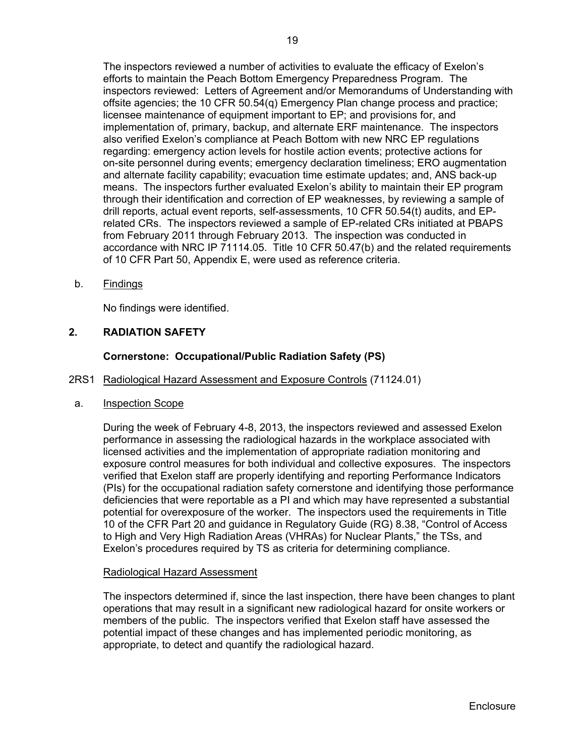The inspectors reviewed a number of activities to evaluate the efficacy of Exelon's efforts to maintain the Peach Bottom Emergency Preparedness Program. The inspectors reviewed: Letters of Agreement and/or Memorandums of Understanding with offsite agencies; the 10 CFR 50.54(q) Emergency Plan change process and practice; licensee maintenance of equipment important to EP; and provisions for, and implementation of, primary, backup, and alternate ERF maintenance. The inspectors also verified Exelon's compliance at Peach Bottom with new NRC EP regulations regarding: emergency action levels for hostile action events; protective actions for on-site personnel during events; emergency declaration timeliness; ERO augmentation and alternate facility capability; evacuation time estimate updates; and, ANS back-up means. The inspectors further evaluated Exelon's ability to maintain their EP program through their identification and correction of EP weaknesses, by reviewing a sample of drill reports, actual event reports, self-assessments, 10 CFR 50.54(t) audits, and EP-related CRs. The inspectors reviewed a sample of EP-related CRs initiated at PBAPS from February 2011 through February 2013. The inspection was conducted in accordance with NRC IP 71114.05. Title 10 CFR 50.47(b) and the related requirements of 10 CFR Part 50, Appendix E, were used as reference criteria.

b. Findings

No findings were identified.

## 2. RADIATION SAFETY

### Cornerstone: Occupational/Public Radiation Safety (PS)

2RS1 Radiological Hazard Assessment and Exposure Controls (71124.01)

a. Inspection Scope

During the week of February 4-8, 2013, the inspectors reviewed and assessed Exelon performance in assessing the radiological hazards in the workplace associated with licensed activities and the implementation of appropriate radiation monitoring and exposure control measures for both individual and collective exposures. The inspectors verified that Exelon staff are properly identifying and reporting Performance Indicators (PIs) for the occupational radiation safety cornerstone and identifying those performance deficiencies that were reportable as a PI and which may have represented a substantial potential for overexposure of the worker. The inspectors used the requirements in Title 10 of the CFR Part 20 and guidance in Regulatory Guide (RG) 8.38, "Control of Access to High and Very High Radiation Areas (VHRAs) for Nuclear Plants," the TSs, and Exelon's procedures required by TS as criteria for determining compliance.

Radiological Hazard Assessment

The inspectors determined if, since the last inspection, there have been changes to plant operations that may result in a significant new radiological hazard for onsite workers or members of the public. The inspectors verified that Exelon staff have assessed the potential impact of these changes and has implemented periodic monitoring, as appropriate, to detect and quantify the radiological hazard.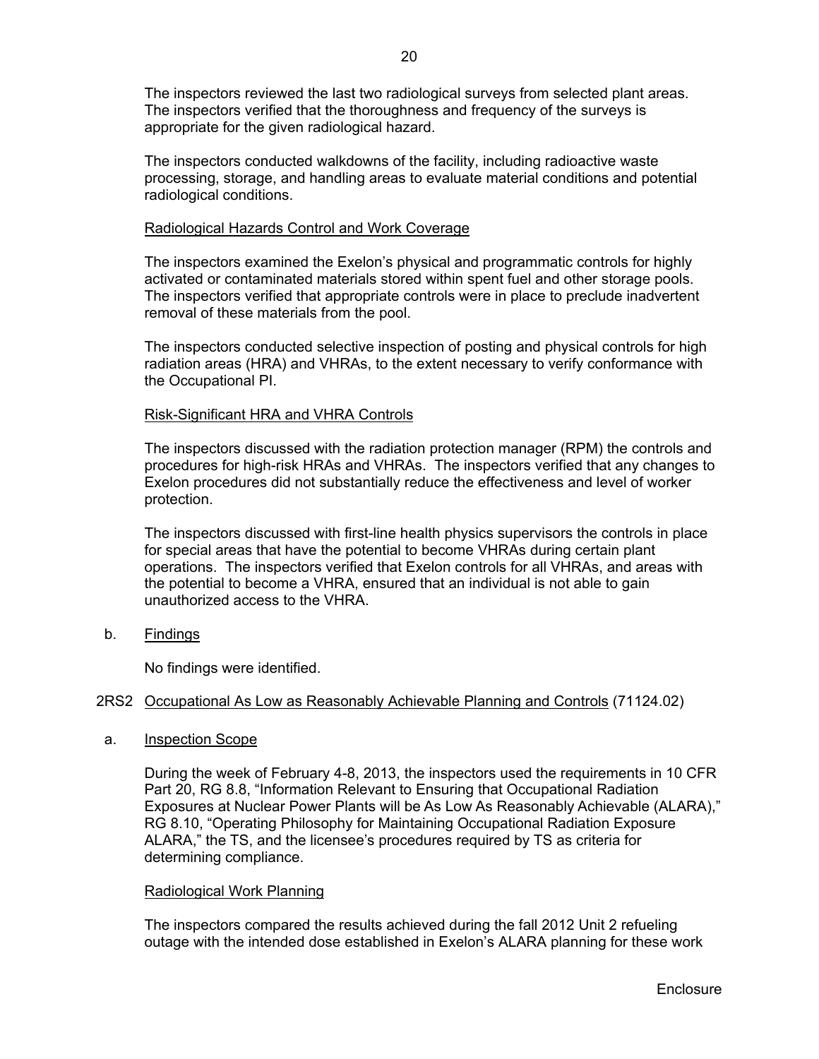The inspectors reviewed the last two radiological surveys from selected plant areas. The inspectors verified that the thoroughness and frequency of the surveys is appropriate for the given radiological hazard.

The inspectors conducted walkdowns of the facility, including radioactive waste processing, storage, and handling areas to evaluate material conditions and potential radiological conditions.

Radiological Hazards Control and Work Coverage

The inspectors examined the Exelon's physical and programmatic controls for highly activated or contaminated materials stored within spent fuel and other storage pools. The inspectors verified that appropriate controls were in place to preclude inadvertent removal of these materials from the pool.

The inspectors conducted selective inspection of posting and physical controls for high radiation areas (HRA) and VHRAs, to the extent necessary to verify conformance with the Occupational PI.

Risk-Significant HRA and VHRA Controls

The inspectors discussed with the radiation protection manager (RPM) the controls and procedures for high-risk HRAs and VHRAs. The inspectors verified that any changes to Exelon procedures did not substantially reduce the effectiveness and level of worker protection.

The inspectors discussed with first-line health physics supervisors the controls in place for special areas that have the potential to become VHRAs during certain plant operations. The inspectors verified that Exelon controls for all VHRAs, and areas with the potential to become a VHRA, ensured that an individual is not able to gain unauthorized access to the VHRA.

b. Findings

No findings were identified.

## 2RS2 Occupational As Low as Reasonably Achievable Planning and Controls (71124.02)

a. Inspection Scope

During the week of February 4-8, 2013, the inspectors used the requirements in 10 CFR Part 20, RG 8.8, "Information Relevant to Ensuring that Occupational Radiation Exposures at Nuclear Power Plants will be As Low As Reasonably Achievable (ALARA)," RG 8.10, "Operating Philosophy for Maintaining Occupational Radiation Exposure ALARA," the TS, and the licensee's procedures required by TS as criteria for determining compliance.

Radiological Work Planning

The inspectors compared the results achieved during the fall 2012 Unit 2 refueling outage with the intended dose established in Exelon's ALARA planning for these work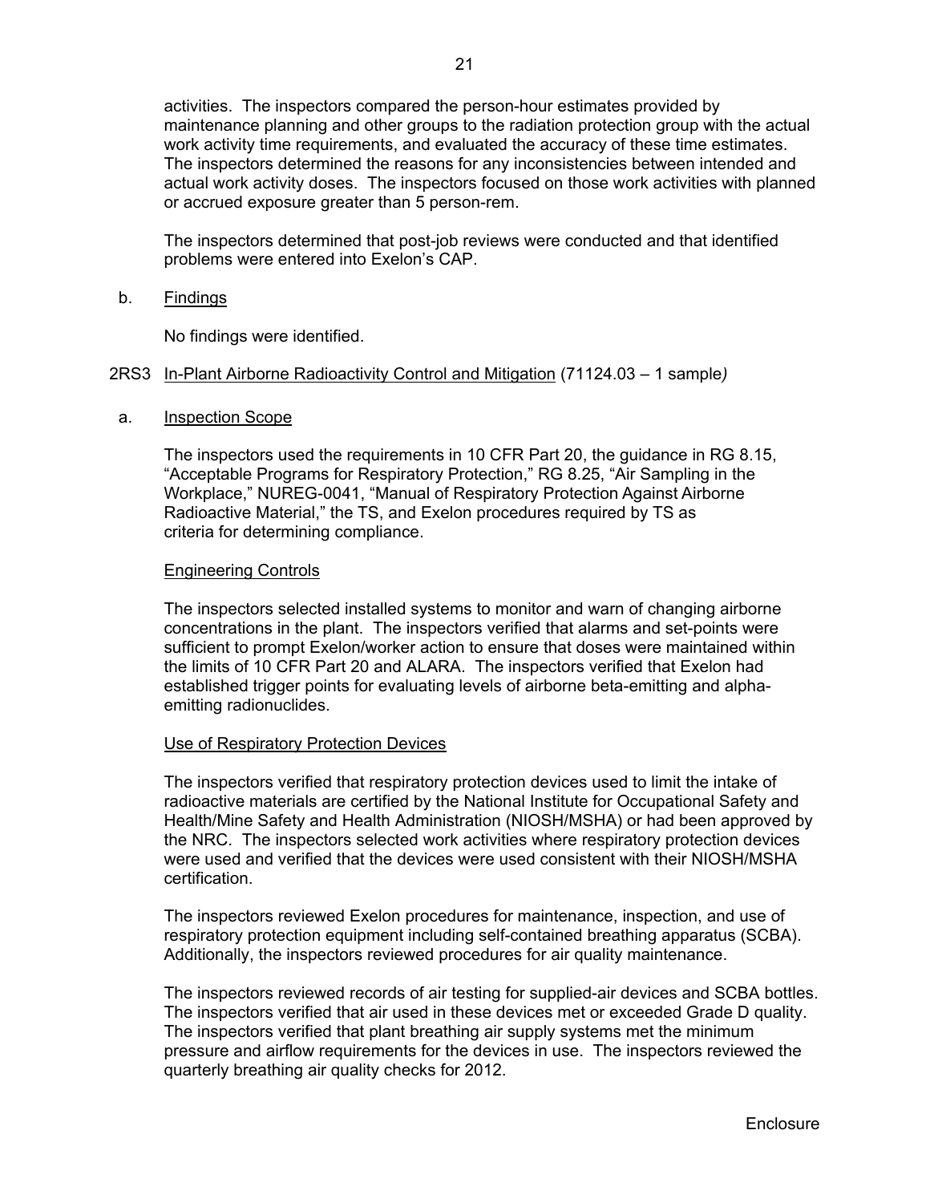activities. The inspectors compared the person-hour estimates provided by maintenance planning and other groups to the radiation protection group with the actual work activity time requirements, and evaluated the accuracy of these time estimates. The inspectors determined the reasons for any inconsistencies between intended and actual work activity doses. The inspectors focused on those work activities with planned or accrued exposure greater than 5 person-rem.

The inspectors determined that post-job reviews were conducted and that identified problems were entered into Exelon's CAP.

b. Findings

No findings were identified.

## 2RS3 In-Plant Airborne Radioactivity Control and Mitigation (71124.03 – 1 sample*)*

a. Inspection Scope

The inspectors used the requirements in 10 CFR Part 20, the guidance in RG 8.15, "Acceptable Programs for Respiratory Protection," RG 8.25, "Air Sampling in the Workplace," NUREG-0041, "Manual of Respiratory Protection Against Airborne Radioactive Material," the TS, and Exelon procedures required by TS as criteria for determining compliance.

Engineering Controls

The inspectors selected installed systems to monitor and warn of changing airborne concentrations in the plant. The inspectors verified that alarms and set-points were sufficient to prompt Exelon/worker action to ensure that doses were maintained within the limits of 10 CFR Part 20 and ALARA. The inspectors verified that Exelon had established trigger points for evaluating levels of airborne beta-emitting and alpha-emitting radionuclides.

Use of Respiratory Protection Devices

The inspectors verified that respiratory protection devices used to limit the intake of radioactive materials are certified by the National Institute for Occupational Safety and Health/Mine Safety and Health Administration (NIOSH/MSHA) or had been approved by the NRC. The inspectors selected work activities where respiratory protection devices were used and verified that the devices were used consistent with their NIOSH/MSHA certification.

The inspectors reviewed Exelon procedures for maintenance, inspection, and use of respiratory protection equipment including self-contained breathing apparatus (SCBA). Additionally, the inspectors reviewed procedures for air quality maintenance.

The inspectors reviewed records of air testing for supplied-air devices and SCBA bottles. The inspectors verified that air used in these devices met or exceeded Grade D quality. The inspectors verified that plant breathing air supply systems met the minimum pressure and airflow requirements for the devices in use. The inspectors reviewed the quarterly breathing air quality checks for 2012.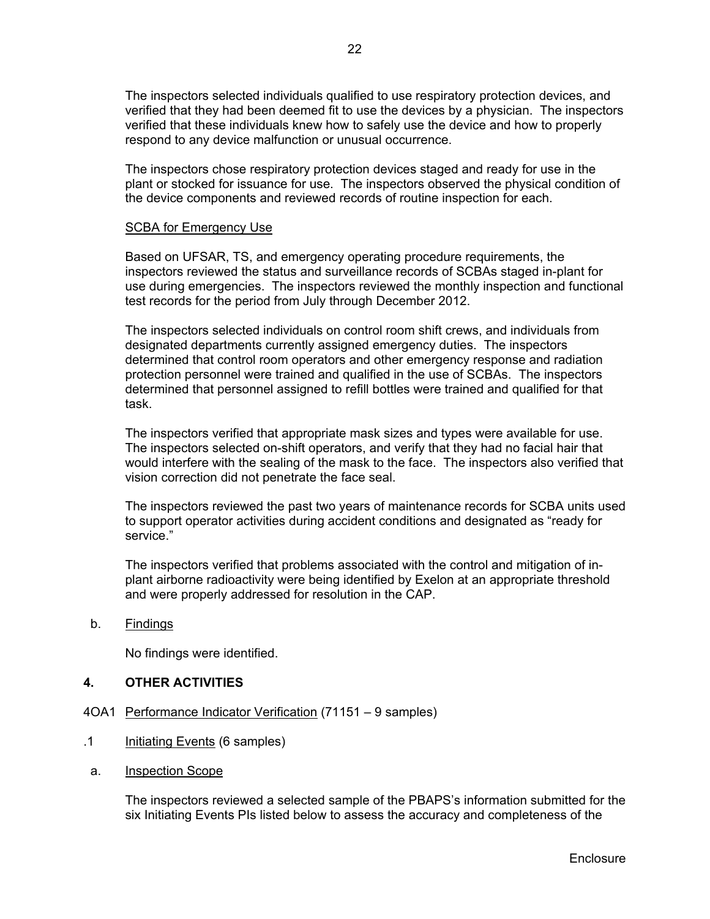The inspectors selected individuals qualified to use respiratory protection devices, and verified that they had been deemed fit to use the devices by a physician. The inspectors verified that these individuals knew how to safely use the device and how to properly respond to any device malfunction or unusual occurrence.

The inspectors chose respiratory protection devices staged and ready for use in the plant or stocked for issuance for use. The inspectors observed the physical condition of the device components and reviewed records of routine inspection for each.

SCBA for Emergency Use

Based on UFSAR, TS, and emergency operating procedure requirements, the inspectors reviewed the status and surveillance records of SCBAs staged in-plant for use during emergencies. The inspectors reviewed the monthly inspection and functional test records for the period from July through December 2012.

The inspectors selected individuals on control room shift crews, and individuals from designated departments currently assigned emergency duties. The inspectors determined that control room operators and other emergency response and radiation protection personnel were trained and qualified in the use of SCBAs. The inspectors determined that personnel assigned to refill bottles were trained and qualified for that task.

The inspectors verified that appropriate mask sizes and types were available for use. The inspectors selected on-shift operators, and verify that they had no facial hair that would interfere with the sealing of the mask to the face. The inspectors also verified that vision correction did not penetrate the face seal.

The inspectors reviewed the past two years of maintenance records for SCBA units used to support operator activities during accident conditions and designated as "ready for service."

The inspectors verified that problems associated with the control and mitigation of in-plant airborne radioactivity were being identified by Exelon at an appropriate threshold and were properly addressed for resolution in the CAP.

b. Findings

No findings were identified.

## 4. OTHER ACTIVITIES

4OA1 Performance Indicator Verification (71151 – 9 samples)

.1 Initiating Events (6 samples)

a. Inspection Scope

The inspectors reviewed a selected sample of the PBAPS's information submitted for the six Initiating Events PIs listed below to assess the accuracy and completeness of the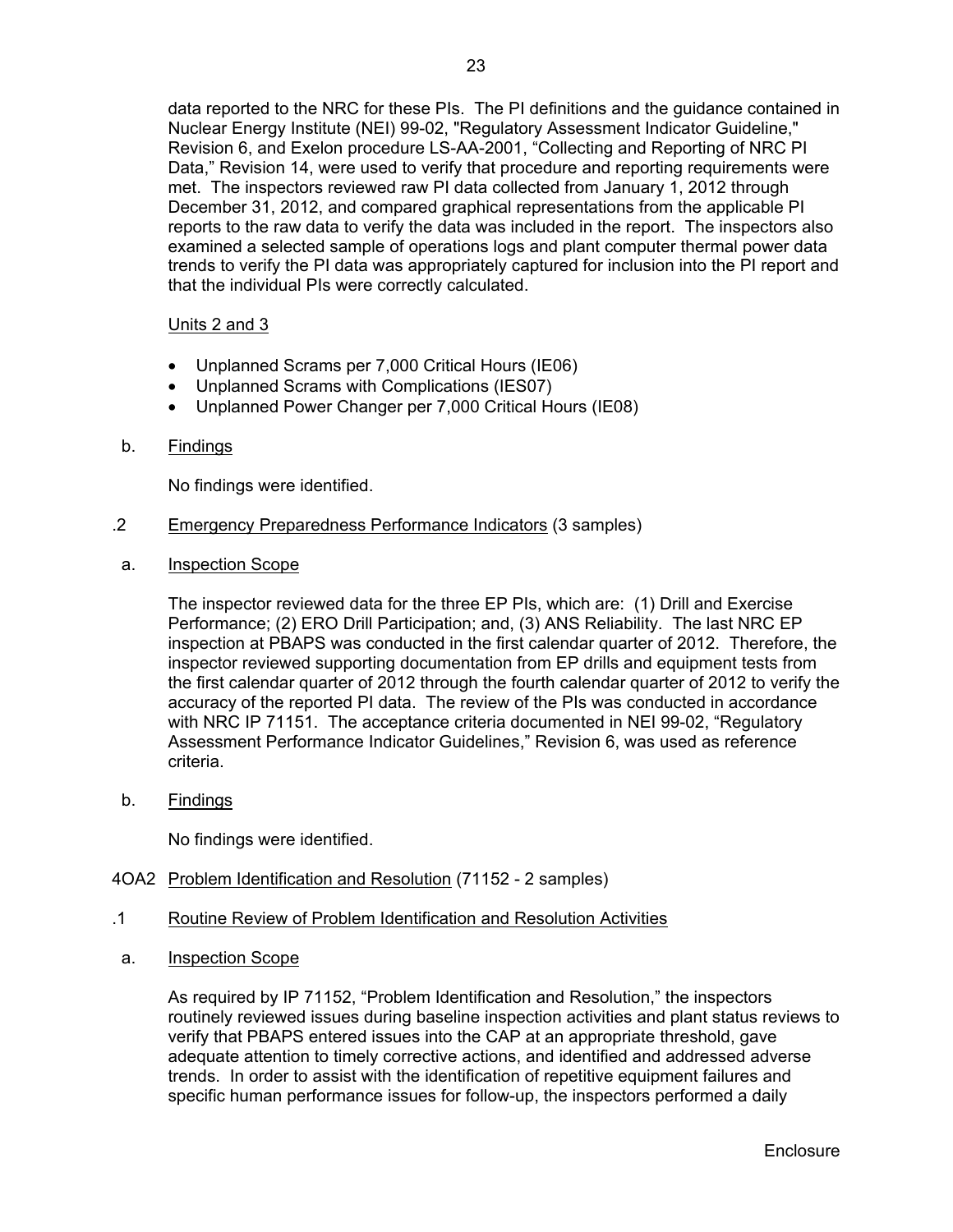data reported to the NRC for these PIs. The PI definitions and the guidance contained in Nuclear Energy Institute (NEI) 99-02, "Regulatory Assessment Indicator Guideline," Revision 6, and Exelon procedure LS-AA-2001, "Collecting and Reporting of NRC PI Data," Revision 14, were used to verify that procedure and reporting requirements were met. The inspectors reviewed raw PI data collected from January 1, 2012 through December 31, 2012, and compared graphical representations from the applicable PI reports to the raw data to verify the data was included in the report. The inspectors also examined a selected sample of operations logs and plant computer thermal power data trends to verify the PI data was appropriately captured for inclusion into the PI report and that the individual PIs were correctly calculated.

Units 2 and 3

- Unplanned Scrams per 7,000 Critical Hours (IE06)
- Unplanned Scrams with Complications (IES07)
- Unplanned Power Changer per 7,000 Critical Hours (IE08)

b. Findings

No findings were identified.

.2 Emergency Preparedness Performance Indicators (3 samples)

a. Inspection Scope

The inspector reviewed data for the three EP PIs, which are: (1) Drill and Exercise Performance; (2) ERO Drill Participation; and, (3) ANS Reliability. The last NRC EP inspection at PBAPS was conducted in the first calendar quarter of 2012. Therefore, the inspector reviewed supporting documentation from EP drills and equipment tests from the first calendar quarter of 2012 through the fourth calendar quarter of 2012 to verify the accuracy of the reported PI data. The review of the PIs was conducted in accordance with NRC IP 71151. The acceptance criteria documented in NEI 99-02, "Regulatory Assessment Performance Indicator Guidelines," Revision 6, was used as reference criteria.

b. Findings

No findings were identified.

4OA2 Problem Identification and Resolution (71152 - 2 samples)

.1 Routine Review of Problem Identification and Resolution Activities

a. Inspection Scope

As required by IP 71152, "Problem Identification and Resolution," the inspectors routinely reviewed issues during baseline inspection activities and plant status reviews to verify that PBAPS entered issues into the CAP at an appropriate threshold, gave adequate attention to timely corrective actions, and identified and addressed adverse trends. In order to assist with the identification of repetitive equipment failures and specific human performance issues for follow-up, the inspectors performed a daily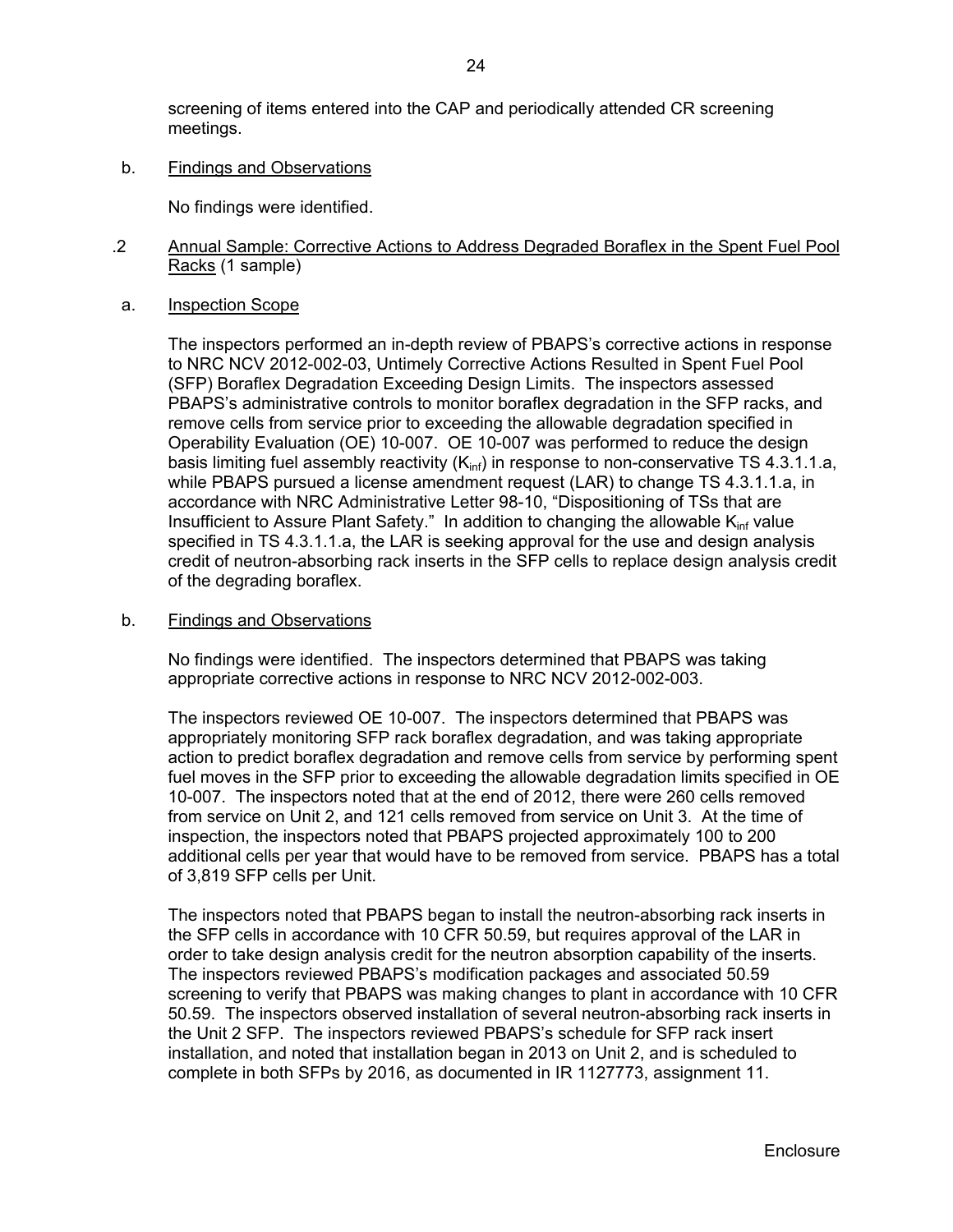screening of items entered into the CAP and periodically attended CR screening meetings.

b. Findings and Observations

No findings were identified.

.2 Annual Sample: Corrective Actions to Address Degraded Boraflex in the Spent Fuel Pool Racks (1 sample)

a. Inspection Scope

The inspectors performed an in-depth review of PBAPS's corrective actions in response to NRC NCV 2012-002-03, Untimely Corrective Actions Resulted in Spent Fuel Pool (SFP) Boraflex Degradation Exceeding Design Limits. The inspectors assessed PBAPS's administrative controls to monitor boraflex degradation in the SFP racks, and remove cells from service prior to exceeding the allowable degradation specified in Operability Evaluation (OE) 10-007. OE 10-007 was performed to reduce the design basis limiting fuel assembly reactivity ($K_{inf}$) in response to non-conservative TS 4.3.1.1.a, while PBAPS pursued a license amendment request (LAR) to change TS 4.3.1.1.a, in accordance with NRC Administrative Letter 98-10, "Dispositioning of TSs that are Insufficient to Assure Plant Safety." In addition to changing the allowable $K_{inf}$ value specified in TS 4.3.1.1.a, the LAR is seeking approval for the use and design analysis credit of neutron-absorbing rack inserts in the SFP cells to replace design analysis credit of the degrading boraflex.

b. Findings and Observations

No findings were identified. The inspectors determined that PBAPS was taking appropriate corrective actions in response to NRC NCV 2012-002-003.

The inspectors reviewed OE 10-007. The inspectors determined that PBAPS was appropriately monitoring SFP rack boraflex degradation, and was taking appropriate action to predict boraflex degradation and remove cells from service by performing spent fuel moves in the SFP prior to exceeding the allowable degradation limits specified in OE 10-007. The inspectors noted that at the end of 2012, there were 260 cells removed from service on Unit 2, and 121 cells removed from service on Unit 3. At the time of inspection, the inspectors noted that PBAPS projected approximately 100 to 200 additional cells per year that would have to be removed from service. PBAPS has a total of 3,819 SFP cells per Unit.

The inspectors noted that PBAPS began to install the neutron-absorbing rack inserts in the SFP cells in accordance with 10 CFR 50.59, but requires approval of the LAR in order to take design analysis credit for the neutron absorption capability of the inserts. The inspectors reviewed PBAPS's modification packages and associated 50.59 screening to verify that PBAPS was making changes to plant in accordance with 10 CFR 50.59. The inspectors observed installation of several neutron-absorbing rack inserts in the Unit 2 SFP. The inspectors reviewed PBAPS's schedule for SFP rack insert installation, and noted that installation began in 2013 on Unit 2, and is scheduled to complete in both SFPs by 2016, as documented in IR 1127773, assignment 11.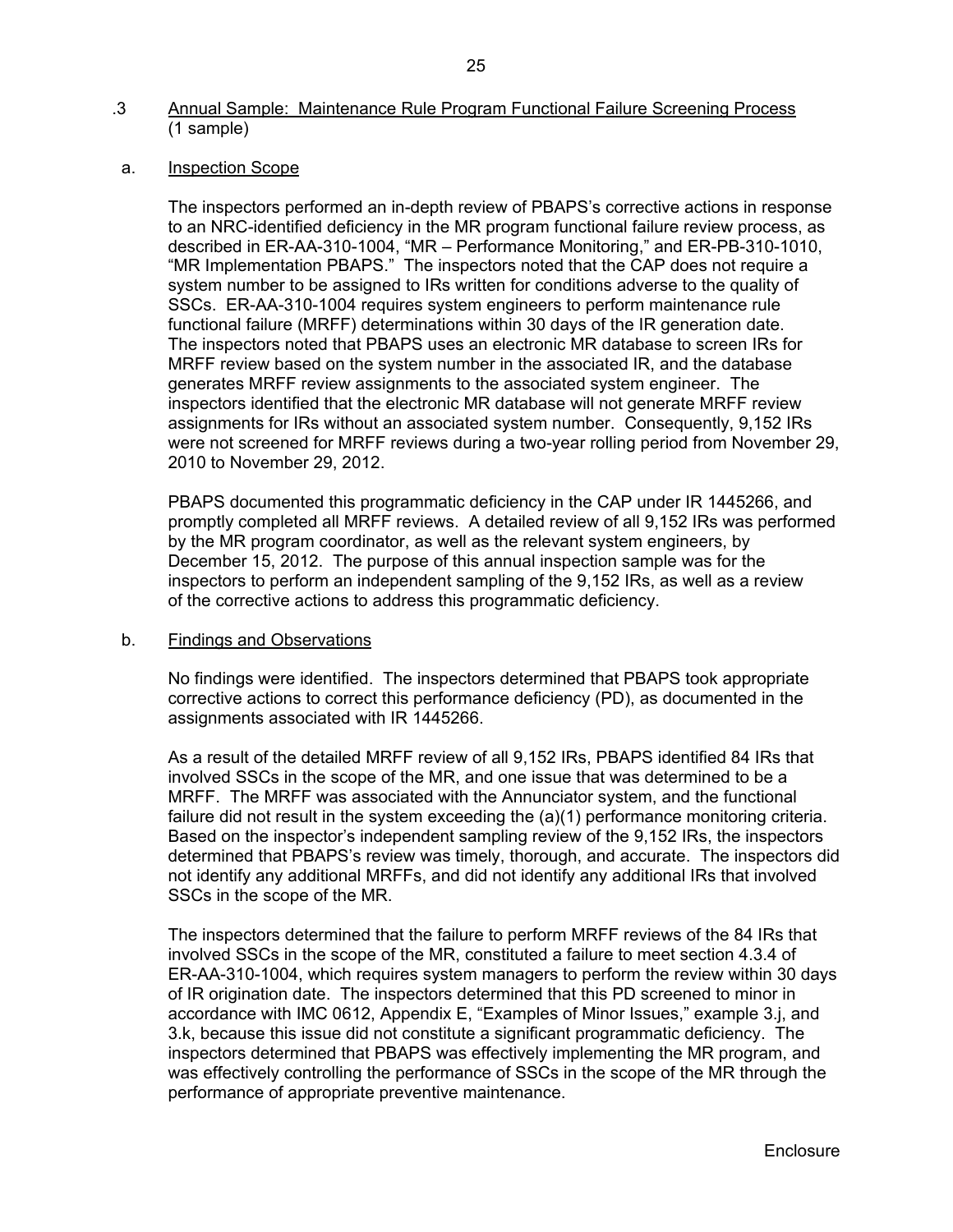### .3 Annual Sample: Maintenance Rule Program Functional Failure Screening Process (1 sample)

#### a. Inspection Scope

The inspectors performed an in-depth review of PBAPS's corrective actions in response to an NRC-identified deficiency in the MR program functional failure review process, as described in ER-AA-310-1004, "MR – Performance Monitoring," and ER-PB-310-1010, "MR Implementation PBAPS." The inspectors noted that the CAP does not require a system number to be assigned to IRs written for conditions adverse to the quality of SSCs. ER-AA-310-1004 requires system engineers to perform maintenance rule functional failure (MRFF) determinations within 30 days of the IR generation date. The inspectors noted that PBAPS uses an electronic MR database to screen IRs for MRFF review based on the system number in the associated IR, and the database generates MRFF review assignments to the associated system engineer. The inspectors identified that the electronic MR database will not generate MRFF review assignments for IRs without an associated system number. Consequently, 9,152 IRs were not screened for MRFF reviews during a two-year rolling period from November 29, 2010 to November 29, 2012.

PBAPS documented this programmatic deficiency in the CAP under IR 1445266, and promptly completed all MRFF reviews. A detailed review of all 9,152 IRs was performed by the MR program coordinator, as well as the relevant system engineers, by December 15, 2012. The purpose of this annual inspection sample was for the inspectors to perform an independent sampling of the 9,152 IRs, as well as a review of the corrective actions to address this programmatic deficiency.

#### b. Findings and Observations

No findings were identified. The inspectors determined that PBAPS took appropriate corrective actions to correct this performance deficiency (PD), as documented in the assignments associated with IR 1445266.

As a result of the detailed MRFF review of all 9,152 IRs, PBAPS identified 84 IRs that involved SSCs in the scope of the MR, and one issue that was determined to be a MRFF. The MRFF was associated with the Annunciator system, and the functional failure did not result in the system exceeding the (a)(1) performance monitoring criteria. Based on the inspector's independent sampling review of the 9,152 IRs, the inspectors determined that PBAPS's review was timely, thorough, and accurate. The inspectors did not identify any additional MRFFs, and did not identify any additional IRs that involved SSCs in the scope of the MR.

The inspectors determined that the failure to perform MRFF reviews of the 84 IRs that involved SSCs in the scope of the MR, constituted a failure to meet section 4.3.4 of ER-AA-310-1004, which requires system managers to perform the review within 30 days of IR origination date. The inspectors determined that this PD screened to minor in accordance with IMC 0612, Appendix E, "Examples of Minor Issues," example 3.j, and 3.k, because this issue did not constitute a significant programmatic deficiency. The inspectors determined that PBAPS was effectively implementing the MR program, and was effectively controlling the performance of SSCs in the scope of the MR through the performance of appropriate preventive maintenance.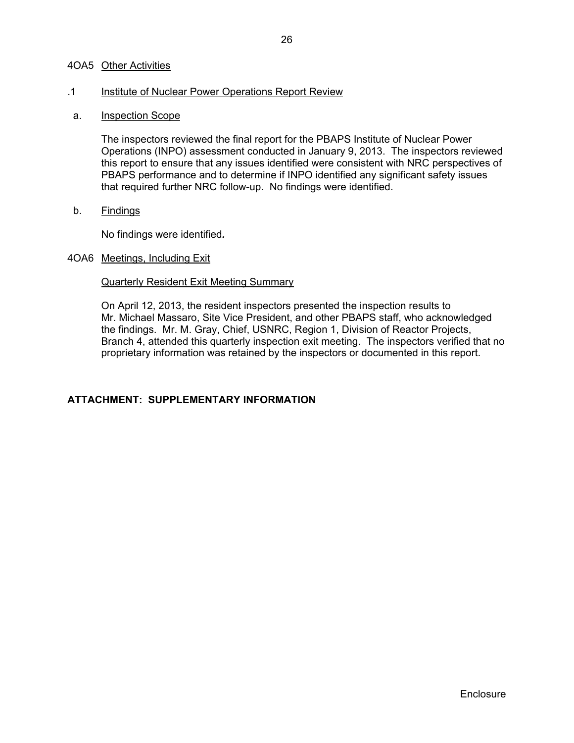## 4OA5 Other Activities

### .1 Institute of Nuclear Power Operations Report Review

#### a. Inspection Scope

The inspectors reviewed the final report for the PBAPS Institute of Nuclear Power Operations (INPO) assessment conducted in January 9, 2013. The inspectors reviewed this report to ensure that any issues identified were consistent with NRC perspectives of PBAPS performance and to determine if INPO identified any significant safety issues that required further NRC follow-up. No findings were identified.

#### b. Findings

No findings were identified*.*

## 4OA6 Meetings, Including Exit

### Quarterly Resident Exit Meeting Summary

On April 12, 2013, the resident inspectors presented the inspection results to Mr. Michael Massaro, Site Vice President, and other PBAPS staff, who acknowledged the findings. Mr. M. Gray, Chief, USNRC, Region 1, Division of Reactor Projects, Branch 4, attended this quarterly inspection exit meeting. The inspectors verified that no proprietary information was retained by the inspectors or documented in this report.

**ATTACHMENT: SUPPLEMENTARY INFORMATION**

Enclosure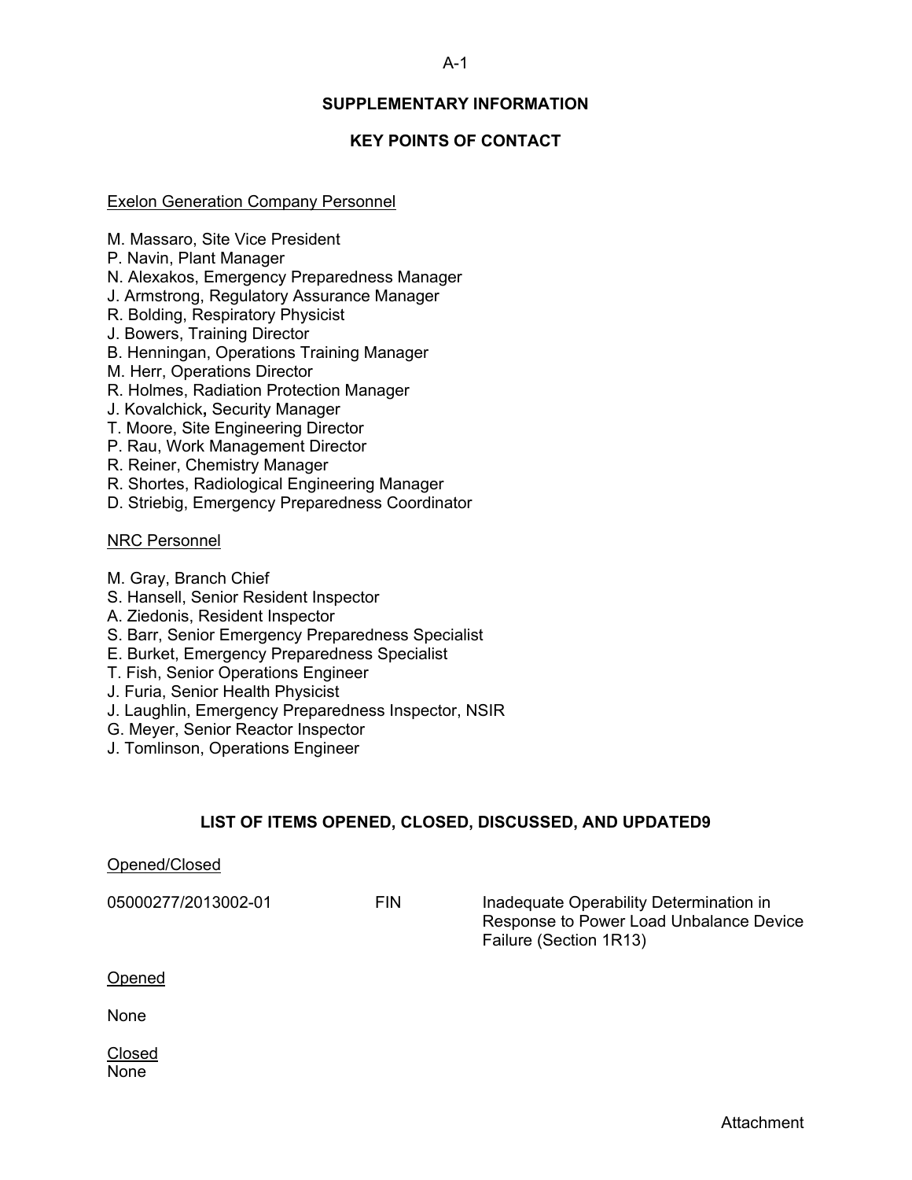## SUPPLEMENTARY INFORMATION

## KEY POINTS OF CONTACT

Exelon Generation Company Personnel

M. Massaro, Site Vice President
P. Navin, Plant Manager
N. Alexakos, Emergency Preparedness Manager
J. Armstrong, Regulatory Assurance Manager
R. Bolding, Respiratory Physicist
J. Bowers, Training Director
B. Henningan, Operations Training Manager
M. Herr, Operations Director
R. Holmes, Radiation Protection Manager
J. Kovalchick**,** Security Manager
T. Moore, Site Engineering Director
P. Rau, Work Management Director
R. Reiner, Chemistry Manager
R. Shortes, Radiological Engineering Manager
D. Striebig, Emergency Preparedness Coordinator

NRC Personnel

M. Gray, Branch Chief
S. Hansell, Senior Resident Inspector
A. Ziedonis, Resident Inspector
S. Barr, Senior Emergency Preparedness Specialist
E. Burket, Emergency Preparedness Specialist
T. Fish, Senior Operations Engineer
J. Furia, Senior Health Physicist
J. Laughlin, Emergency Preparedness Inspector, NSIR
G. Meyer, Senior Reactor Inspector
J. Tomlinson, Operations Engineer

## LIST OF ITEMS OPENED, CLOSED, DISCUSSED, AND UPDATED9

Opened/Closed

| | | |
|---|---|---|
| 05000277/2013002-01 | FIN | Inadequate Operability Determination in Response to Power Load Unbalance Device Failure (Section 1R13) |

Opened

None

Closed
None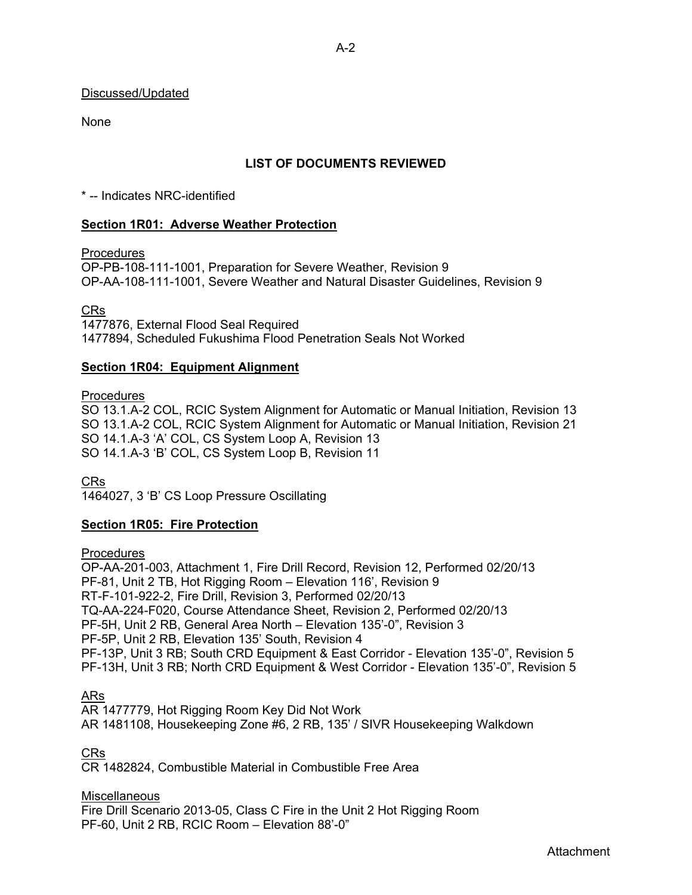Discussed/Updated

None

## LIST OF DOCUMENTS REVIEWED

* -- Indicates NRC-identified

### Section 1R01: Adverse Weather Protection

Procedures
OP-PB-108-111-1001, Preparation for Severe Weather, Revision 9
OP-AA-108-111-1001, Severe Weather and Natural Disaster Guidelines, Revision 9

CRs
1477876, External Flood Seal Required
1477894, Scheduled Fukushima Flood Penetration Seals Not Worked

### Section 1R04: Equipment Alignment

Procedures
SO 13.1.A-2 COL, RCIC System Alignment for Automatic or Manual Initiation, Revision 13
SO 13.1.A-2 COL, RCIC System Alignment for Automatic or Manual Initiation, Revision 21
SO 14.1.A-3 'A' COL, CS System Loop A, Revision 13
SO 14.1.A-3 'B' COL, CS System Loop B, Revision 11

CRs
1464027, 3 'B' CS Loop Pressure Oscillating

### Section 1R05: Fire Protection

Procedures
OP-AA-201-003, Attachment 1, Fire Drill Record, Revision 12, Performed 02/20/13
PF-81, Unit 2 TB, Hot Rigging Room – Elevation 116', Revision 9
RT-F-101-922-2, Fire Drill, Revision 3, Performed 02/20/13
TQ-AA-224-F020, Course Attendance Sheet, Revision 2, Performed 02/20/13
PF-5H, Unit 2 RB, General Area North – Elevation 135'-0", Revision 3
PF-5P, Unit 2 RB, Elevation 135' South, Revision 4
PF-13P, Unit 3 RB; South CRD Equipment & East Corridor - Elevation 135'-0", Revision 5
PF-13H, Unit 3 RB; North CRD Equipment & West Corridor - Elevation 135'-0", Revision 5

ARs
AR 1477779, Hot Rigging Room Key Did Not Work
AR 1481108, Housekeeping Zone #6, 2 RB, 135' / SIVR Housekeeping Walkdown

CRs
CR 1482824, Combustible Material in Combustible Free Area

Miscellaneous
Fire Drill Scenario 2013-05, Class C Fire in the Unit 2 Hot Rigging Room
PF-60, Unit 2 RB, RCIC Room – Elevation 88'-0"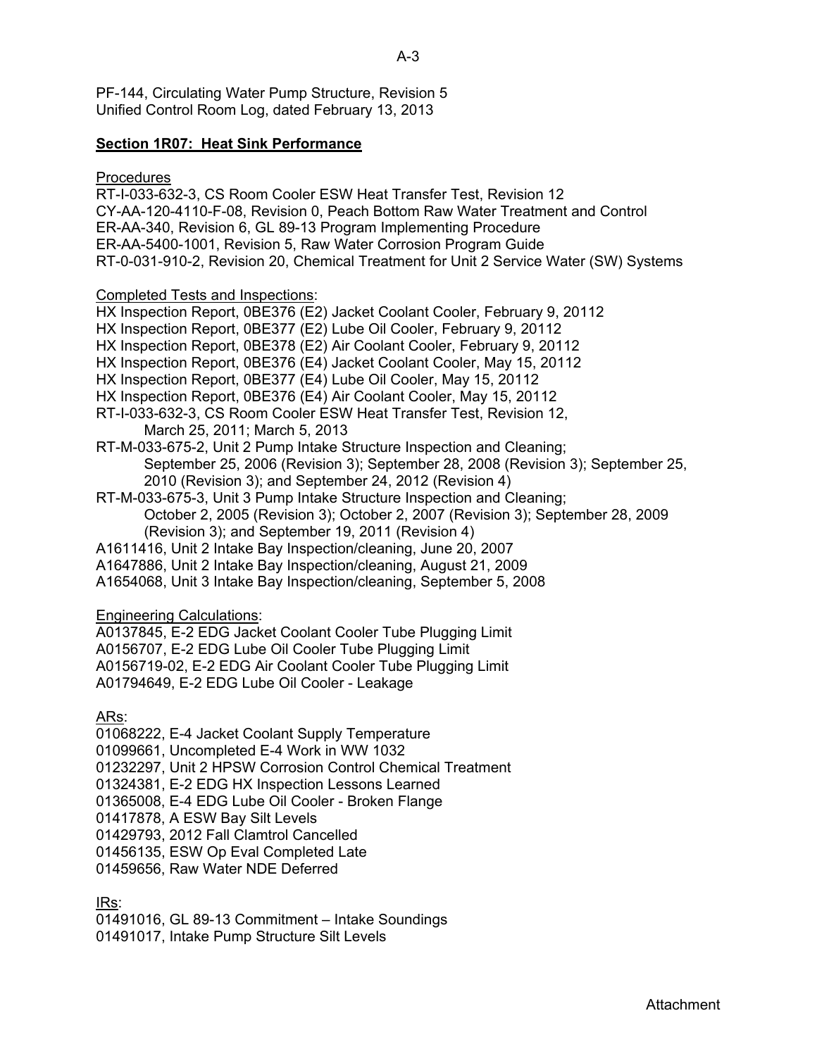PF-144, Circulating Water Pump Structure, Revision 5
Unified Control Room Log, dated February 13, 2013

**Section 1R07: Heat Sink Performance**

Procedures
RT-I-033-632-3, CS Room Cooler ESW Heat Transfer Test, Revision 12
CY-AA-120-4110-F-08, Revision 0, Peach Bottom Raw Water Treatment and Control
ER-AA-340, Revision 6, GL 89-13 Program Implementing Procedure
ER-AA-5400-1001, Revision 5, Raw Water Corrosion Program Guide
RT-0-031-910-2, Revision 20, Chemical Treatment for Unit 2 Service Water (SW) Systems

Completed Tests and Inspections:
HX Inspection Report, 0BE376 (E2) Jacket Coolant Cooler, February 9, 20112
HX Inspection Report, 0BE377 (E2) Lube Oil Cooler, February 9, 20112
HX Inspection Report, 0BE378 (E2) Air Coolant Cooler, February 9, 20112
HX Inspection Report, 0BE376 (E4) Jacket Coolant Cooler, May 15, 20112
HX Inspection Report, 0BE377 (E4) Lube Oil Cooler, May 15, 20112
HX Inspection Report, 0BE376 (E4) Air Coolant Cooler, May 15, 20112
RT-I-033-632-3, CS Room Cooler ESW Heat Transfer Test, Revision 12,
  March 25, 2011; March 5, 2013
RT-M-033-675-2, Unit 2 Pump Intake Structure Inspection and Cleaning;
  September 25, 2006 (Revision 3); September 28, 2008 (Revision 3); September 25, 2010 (Revision 3); and September 24, 2012 (Revision 4)
RT-M-033-675-3, Unit 3 Pump Intake Structure Inspection and Cleaning;
  October 2, 2005 (Revision 3); October 2, 2007 (Revision 3); September 28, 2009 (Revision 3); and September 19, 2011 (Revision 4)
A1611416, Unit 2 Intake Bay Inspection/cleaning, June 20, 2007
A1647886, Unit 2 Intake Bay Inspection/cleaning, August 21, 2009
A1654068, Unit 3 Intake Bay Inspection/cleaning, September 5, 2008

Engineering Calculations:
A0137845, E-2 EDG Jacket Coolant Cooler Tube Plugging Limit
A0156707, E-2 EDG Lube Oil Cooler Tube Plugging Limit
A0156719-02, E-2 EDG Air Coolant Cooler Tube Plugging Limit
A01794649, E-2 EDG Lube Oil Cooler - Leakage

ARs:
01068222, E-4 Jacket Coolant Supply Temperature
01099661, Uncompleted E-4 Work in WW 1032
01232297, Unit 2 HPSW Corrosion Control Chemical Treatment
01324381, E-2 EDG HX Inspection Lessons Learned
01365008, E-4 EDG Lube Oil Cooler - Broken Flange
01417878, A ESW Bay Silt Levels
01429793, 2012 Fall Clamtrol Cancelled
01456135, ESW Op Eval Completed Late
01459656, Raw Water NDE Deferred

IRs:
01491016, GL 89-13 Commitment – Intake Soundings
01491017, Intake Pump Structure Silt Levels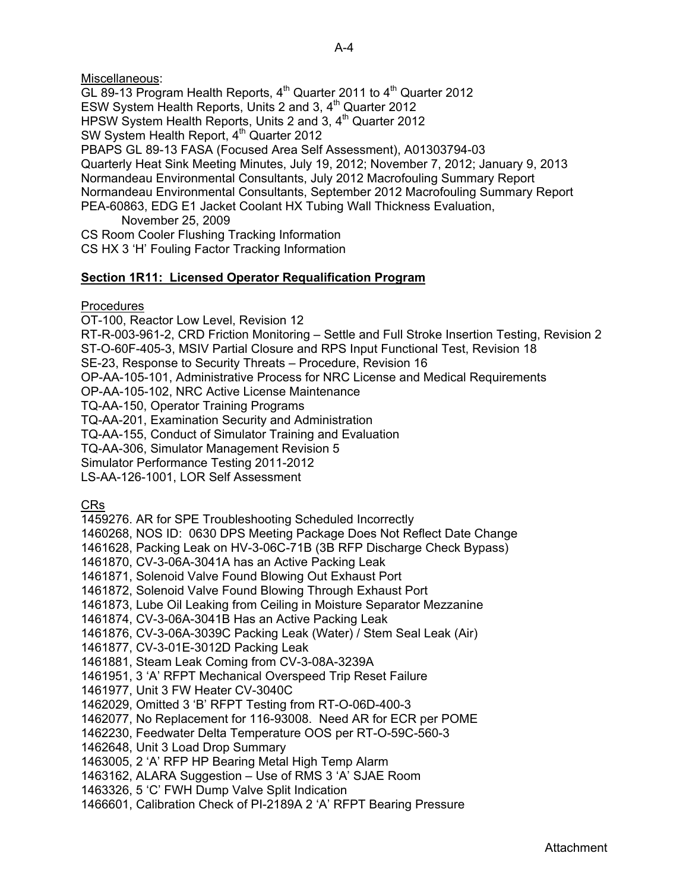Miscellaneous:

GL 89-13 Program Health Reports, 4th Quarter 2011 to 4th Quarter 2012
ESW System Health Reports, Units 2 and 3, 4th Quarter 2012
HPSW System Health Reports, Units 2 and 3, 4th Quarter 2012
SW System Health Report, 4th Quarter 2012
PBAPS GL 89-13 FASA (Focused Area Self Assessment), A01303794-03
Quarterly Heat Sink Meeting Minutes, July 19, 2012; November 7, 2012; January 9, 2013
Normandeau Environmental Consultants, July 2012 Macrofouling Summary Report
Normandeau Environmental Consultants, September 2012 Macrofouling Summary Report
PEA-60863, EDG E1 Jacket Coolant HX Tubing Wall Thickness Evaluation, November 25, 2009
CS Room Cooler Flushing Tracking Information
CS HX 3 'H' Fouling Factor Tracking Information

**Section 1R11: Licensed Operator Requalification Program**

Procedures

OT-100, Reactor Low Level, Revision 12
RT-R-003-961-2, CRD Friction Monitoring – Settle and Full Stroke Insertion Testing, Revision 2
ST-O-60F-405-3, MSIV Partial Closure and RPS Input Functional Test, Revision 18
SE-23, Response to Security Threats – Procedure, Revision 16
OP-AA-105-101, Administrative Process for NRC License and Medical Requirements
OP-AA-105-102, NRC Active License Maintenance
TQ-AA-150, Operator Training Programs
TQ-AA-201, Examination Security and Administration
TQ-AA-155, Conduct of Simulator Training and Evaluation
TQ-AA-306, Simulator Management Revision 5
Simulator Performance Testing 2011-2012
LS-AA-126-1001, LOR Self Assessment

CRs

1459276. AR for SPE Troubleshooting Scheduled Incorrectly
1460268, NOS ID: 0630 DPS Meeting Package Does Not Reflect Date Change
1461628, Packing Leak on HV-3-06C-71B (3B RFP Discharge Check Bypass)
1461870, CV-3-06A-3041A has an Active Packing Leak
1461871, Solenoid Valve Found Blowing Out Exhaust Port
1461872, Solenoid Valve Found Blowing Through Exhaust Port
1461873, Lube Oil Leaking from Ceiling in Moisture Separator Mezzanine
1461874, CV-3-06A-3041B Has an Active Packing Leak
1461876, CV-3-06A-3039C Packing Leak (Water) / Stem Seal Leak (Air)
1461877, CV-3-01E-3012D Packing Leak
1461881, Steam Leak Coming from CV-3-08A-3239A
1461951, 3 'A' RFPT Mechanical Overspeed Trip Reset Failure
1461977, Unit 3 FW Heater CV-3040C
1462029, Omitted 3 'B' RFPT Testing from RT-O-06D-400-3
1462077, No Replacement for 116-93008. Need AR for ECR per POME
1462230, Feedwater Delta Temperature OOS per RT-O-59C-560-3
1462648, Unit 3 Load Drop Summary
1463005, 2 'A' RFP HP Bearing Metal High Temp Alarm
1463162, ALARA Suggestion – Use of RMS 3 'A' SJAE Room
1463326, 5 'C' FWH Dump Valve Split Indication
1466601, Calibration Check of PI-2189A 2 'A' RFPT Bearing Pressure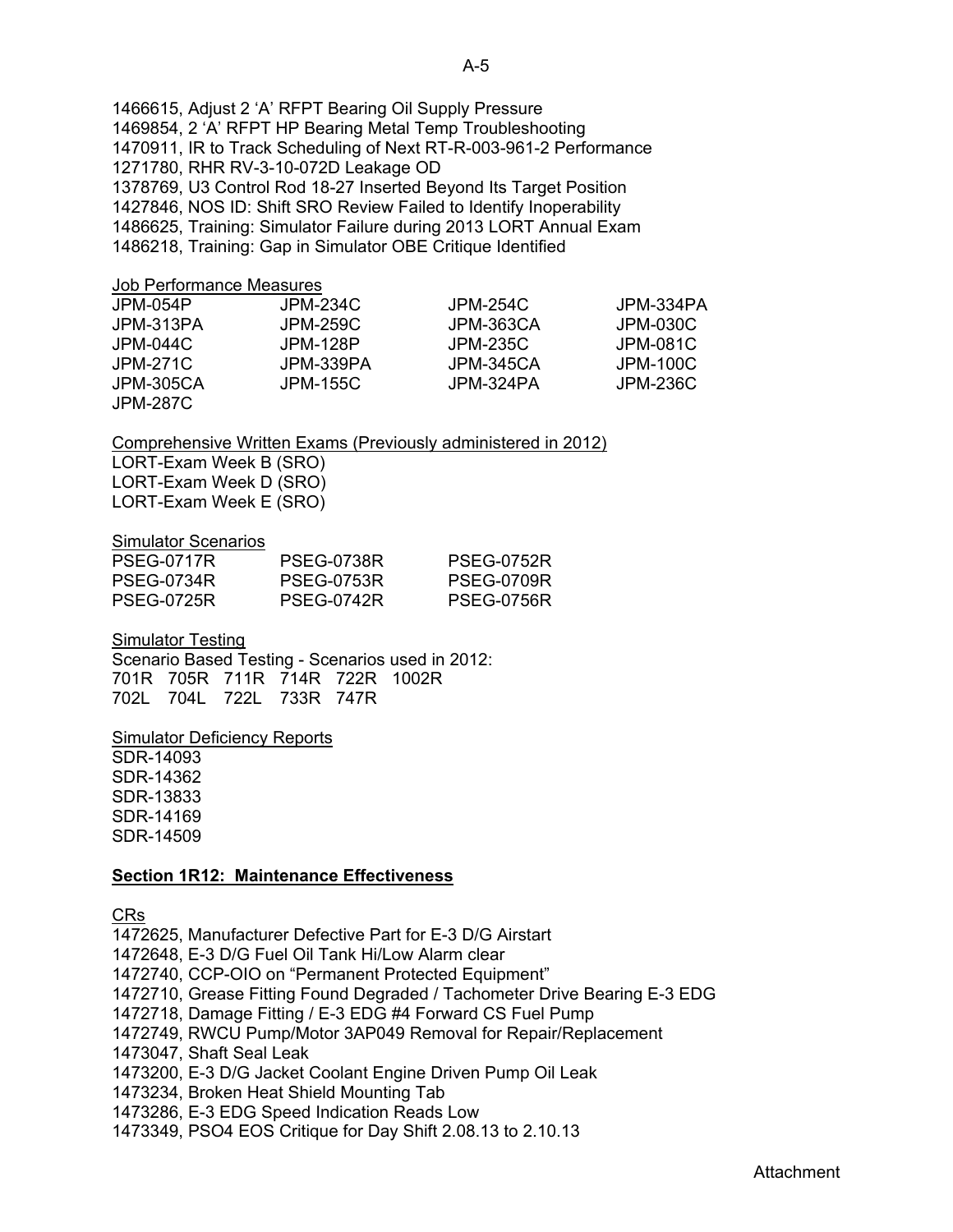1466615, Adjust 2 ‘A’ RFPT Bearing Oil Supply Pressure
1469854, 2 ‘A’ RFPT HP Bearing Metal Temp Troubleshooting
1470911, IR to Track Scheduling of Next RT-R-003-961-2 Performance
1271780, RHR RV-3-10-072D Leakage OD
1378769, U3 Control Rod 18-27 Inserted Beyond Its Target Position
1427846, NOS ID: Shift SRO Review Failed to Identify Inoperability
1486625, Training: Simulator Failure during 2013 LORT Annual Exam
1486218, Training: Gap in Simulator OBE Critique Identified

Job Performance Measures

| | | | |
|---|---|---|---|
| JPM-054P | JPM-234C | JPM-254C | JPM-334PA |
| JPM-313PA | JPM-259C | JPM-363CA | JPM-030C |
| JPM-044C | JPM-128P | JPM-235C | JPM-081C |
| JPM-271C | JPM-339PA | JPM-345CA | JPM-100C |
| JPM-305CA | JPM-155C | JPM-324PA | JPM-236C |
| JPM-287C | | | |

Comprehensive Written Exams (Previously administered in 2012)
LORT-Exam Week B (SRO)
LORT-Exam Week D (SRO)
LORT-Exam Week E (SRO)

Simulator Scenarios

| | | |
|---|---|---|
| PSEG-0717R | PSEG-0738R | PSEG-0752R |
| PSEG-0734R | PSEG-0753R | PSEG-0709R |
| PSEG-0725R | PSEG-0742R | PSEG-0756R |

Simulator Testing
Scenario Based Testing - Scenarios used in 2012:
701R 705R 711R 714R 722R 1002R
702L 704L 722L 733R 747R

Simulator Deficiency Reports
SDR-14093
SDR-14362
SDR-13833
SDR-14169
SDR-14509

**Section 1R12: Maintenance Effectiveness**

CRs
1472625, Manufacturer Defective Part for E-3 D/G Airstart
1472648, E-3 D/G Fuel Oil Tank Hi/Low Alarm clear
1472740, CCP-OIO on “Permanent Protected Equipment”
1472710, Grease Fitting Found Degraded / Tachometer Drive Bearing E-3 EDG
1472718, Damage Fitting / E-3 EDG #4 Forward CS Fuel Pump
1472749, RWCU Pump/Motor 3AP049 Removal for Repair/Replacement
1473047, Shaft Seal Leak
1473200, E-3 D/G Jacket Coolant Engine Driven Pump Oil Leak
1473234, Broken Heat Shield Mounting Tab
1473286, E-3 EDG Speed Indication Reads Low
1473349, PSO4 EOS Critique for Day Shift 2.08.13 to 2.10.13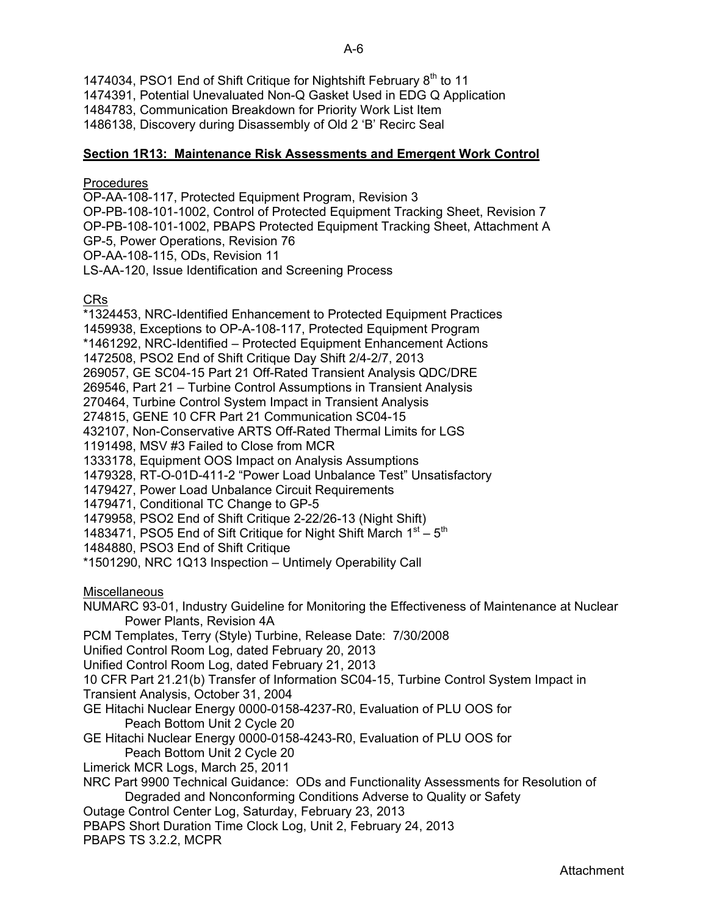1474034, PSO1 End of Shift Critique for Nightshift February 8th to 11
1474391, Potential Unevaluated Non-Q Gasket Used in EDG Q Application
1484783, Communication Breakdown for Priority Work List Item
1486138, Discovery during Disassembly of Old 2 'B' Recirc Seal

**Section 1R13: Maintenance Risk Assessments and Emergent Work Control**

Procedures

OP-AA-108-117, Protected Equipment Program, Revision 3
OP-PB-108-101-1002, Control of Protected Equipment Tracking Sheet, Revision 7
OP-PB-108-101-1002, PBAPS Protected Equipment Tracking Sheet, Attachment A
GP-5, Power Operations, Revision 76
OP-AA-108-115, ODs, Revision 11
LS-AA-120, Issue Identification and Screening Process

CRs

*1324453, NRC-Identified Enhancement to Protected Equipment Practices
1459938, Exceptions to OP-A-108-117, Protected Equipment Program
*1461292, NRC-Identified – Protected Equipment Enhancement Actions
1472508, PSO2 End of Shift Critique Day Shift 2/4-2/7, 2013
269057, GE SC04-15 Part 21 Off-Rated Transient Analysis QDC/DRE
269546, Part 21 – Turbine Control Assumptions in Transient Analysis
270464, Turbine Control System Impact in Transient Analysis
274815, GENE 10 CFR Part 21 Communication SC04-15
432107, Non-Conservative ARTS Off-Rated Thermal Limits for LGS
1191498, MSV #3 Failed to Close from MCR
1333178, Equipment OOS Impact on Analysis Assumptions
1479328, RT-O-01D-411-2 "Power Load Unbalance Test" Unsatisfactory
1479427, Power Load Unbalance Circuit Requirements
1479471, Conditional TC Change to GP-5
1479958, PSO2 End of Shift Critique 2-22/26-13 (Night Shift)
1483471, PSO5 End of Sift Critique for Night Shift March 1st – 5th
1484880, PSO3 End of Shift Critique
*1501290, NRC 1Q13 Inspection – Untimely Operability Call

Miscellaneous

NUMARC 93-01, Industry Guideline for Monitoring the Effectiveness of Maintenance at Nuclear Power Plants, Revision 4A
PCM Templates, Terry (Style) Turbine, Release Date: 7/30/2008
Unified Control Room Log, dated February 20, 2013
Unified Control Room Log, dated February 21, 2013
10 CFR Part 21.21(b) Transfer of Information SC04-15, Turbine Control System Impact in Transient Analysis, October 31, 2004
GE Hitachi Nuclear Energy 0000-0158-4237-R0, Evaluation of PLU OOS for Peach Bottom Unit 2 Cycle 20
GE Hitachi Nuclear Energy 0000-0158-4243-R0, Evaluation of PLU OOS for Peach Bottom Unit 2 Cycle 20
Limerick MCR Logs, March 25, 2011
NRC Part 9900 Technical Guidance: ODs and Functionality Assessments for Resolution of Degraded and Nonconforming Conditions Adverse to Quality or Safety
Outage Control Center Log, Saturday, February 23, 2013
PBAPS Short Duration Time Clock Log, Unit 2, February 24, 2013
PBAPS TS 3.2.2, MCPR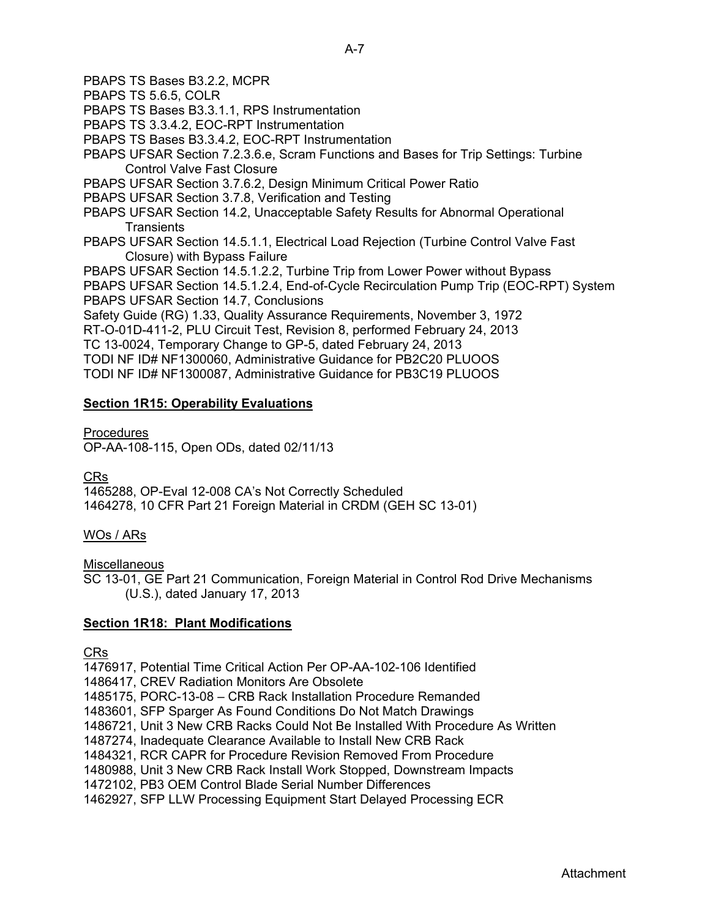PBAPS TS Bases B3.2.2, MCPR
PBAPS TS 5.6.5, COLR
PBAPS TS Bases B3.3.1.1, RPS Instrumentation
PBAPS TS 3.3.4.2, EOC-RPT Instrumentation
PBAPS TS Bases B3.3.4.2, EOC-RPT Instrumentation
PBAPS UFSAR Section 7.2.3.6.e, Scram Functions and Bases for Trip Settings: Turbine Control Valve Fast Closure
PBAPS UFSAR Section 3.7.6.2, Design Minimum Critical Power Ratio
PBAPS UFSAR Section 3.7.8, Verification and Testing
PBAPS UFSAR Section 14.2, Unacceptable Safety Results for Abnormal Operational Transients
PBAPS UFSAR Section 14.5.1.1, Electrical Load Rejection (Turbine Control Valve Fast Closure) with Bypass Failure
PBAPS UFSAR Section 14.5.1.2.2, Turbine Trip from Lower Power without Bypass
PBAPS UFSAR Section 14.5.1.2.4, End-of-Cycle Recirculation Pump Trip (EOC-RPT) System
PBAPS UFSAR Section 14.7, Conclusions
Safety Guide (RG) 1.33, Quality Assurance Requirements, November 3, 1972
RT-O-01D-411-2, PLU Circuit Test, Revision 8, performed February 24, 2013
TC 13-0024, Temporary Change to GP-5, dated February 24, 2013
TODI NF ID# NF1300060, Administrative Guidance for PB2C20 PLUOOS
TODI NF ID# NF1300087, Administrative Guidance for PB3C19 PLUOOS

**Section 1R15: Operability Evaluations**

Procedures
OP-AA-108-115, Open ODs, dated 02/11/13

CRs
1465288, OP-Eval 12-008 CA's Not Correctly Scheduled
1464278, 10 CFR Part 21 Foreign Material in CRDM (GEH SC 13-01)

WOs / ARs

Miscellaneous
SC 13-01, GE Part 21 Communication, Foreign Material in Control Rod Drive Mechanisms (U.S.), dated January 17, 2013

**Section 1R18: Plant Modifications**

CRs
1476917, Potential Time Critical Action Per OP-AA-102-106 Identified
1486417, CREV Radiation Monitors Are Obsolete
1485175, PORC-13-08 – CRB Rack Installation Procedure Remanded
1483601, SFP Sparger As Found Conditions Do Not Match Drawings
1486721, Unit 3 New CRB Racks Could Not Be Installed With Procedure As Written
1487274, Inadequate Clearance Available to Install New CRB Rack
1484321, RCR CAPR for Procedure Revision Removed From Procedure
1480988, Unit 3 New CRB Rack Install Work Stopped, Downstream Impacts
1472102, PB3 OEM Control Blade Serial Number Differences
1462927, SFP LLW Processing Equipment Start Delayed Processing ECR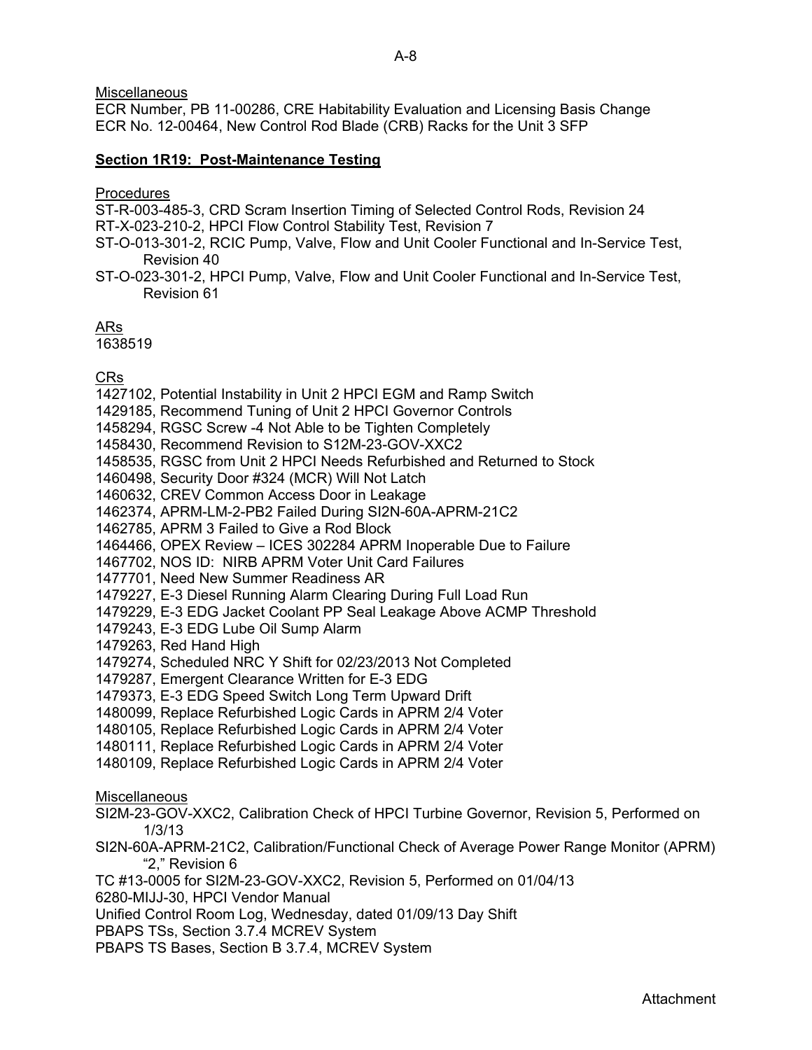Miscellaneous

ECR Number, PB 11-00286, CRE Habitability Evaluation and Licensing Basis Change
ECR No. 12-00464, New Control Rod Blade (CRB) Racks for the Unit 3 SFP

**Section 1R19: Post-Maintenance Testing**

Procedures

ST-R-003-485-3, CRD Scram Insertion Timing of Selected Control Rods, Revision 24
RT-X-023-210-2, HPCI Flow Control Stability Test, Revision 7
ST-O-013-301-2, RCIC Pump, Valve, Flow and Unit Cooler Functional and In-Service Test, Revision 40
ST-O-023-301-2, HPCI Pump, Valve, Flow and Unit Cooler Functional and In-Service Test, Revision 61

ARs

1638519

CRs

1427102, Potential Instability in Unit 2 HPCI EGM and Ramp Switch
1429185, Recommend Tuning of Unit 2 HPCI Governor Controls
1458294, RGSC Screw -4 Not Able to be Tighten Completely
1458430, Recommend Revision to S12M-23-GOV-XXC2
1458535, RGSC from Unit 2 HPCI Needs Refurbished and Returned to Stock
1460498, Security Door #324 (MCR) Will Not Latch
1460632, CREV Common Access Door in Leakage
1462374, APRM-LM-2-PB2 Failed During SI2N-60A-APRM-21C2
1462785, APRM 3 Failed to Give a Rod Block
1464466, OPEX Review – ICES 302284 APRM Inoperable Due to Failure
1467702, NOS ID: NIRB APRM Voter Unit Card Failures
1477701, Need New Summer Readiness AR
1479227, E-3 Diesel Running Alarm Clearing During Full Load Run
1479229, E-3 EDG Jacket Coolant PP Seal Leakage Above ACMP Threshold
1479243, E-3 EDG Lube Oil Sump Alarm
1479263, Red Hand High
1479274, Scheduled NRC Y Shift for 02/23/2013 Not Completed
1479287, Emergent Clearance Written for E-3 EDG
1479373, E-3 EDG Speed Switch Long Term Upward Drift
1480099, Replace Refurbished Logic Cards in APRM 2/4 Voter
1480105, Replace Refurbished Logic Cards in APRM 2/4 Voter
1480111, Replace Refurbished Logic Cards in APRM 2/4 Voter
1480109, Replace Refurbished Logic Cards in APRM 2/4 Voter

Miscellaneous

SI2M-23-GOV-XXC2, Calibration Check of HPCI Turbine Governor, Revision 5, Performed on 1/3/13
SI2N-60A-APRM-21C2, Calibration/Functional Check of Average Power Range Monitor (APRM) "2," Revision 6
TC #13-0005 for SI2M-23-GOV-XXC2, Revision 5, Performed on 01/04/13
6280-MIJJ-30, HPCI Vendor Manual
Unified Control Room Log, Wednesday, dated 01/09/13 Day Shift
PBAPS TSs, Section 3.7.4 MCREV System
PBAPS TS Bases, Section B 3.7.4, MCREV System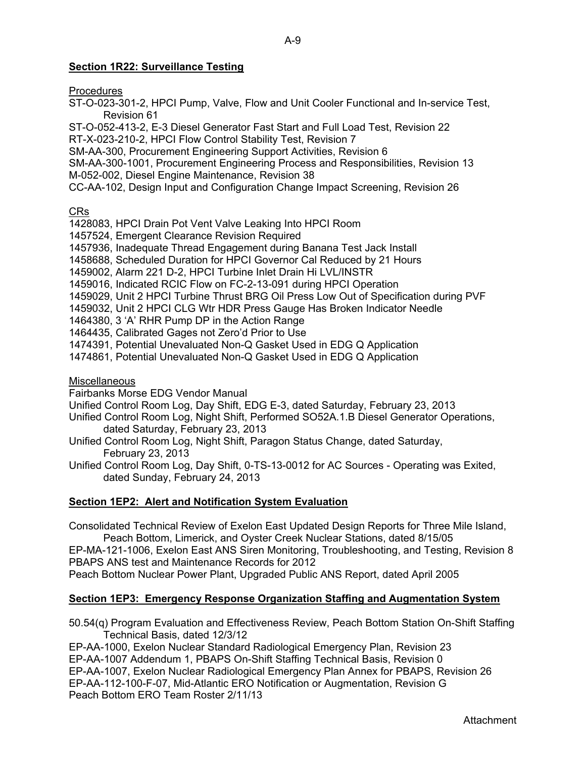**Section 1R22: Surveillance Testing**

Procedures

ST-O-023-301-2, HPCI Pump, Valve, Flow and Unit Cooler Functional and In-service Test, Revision 61
ST-O-052-413-2, E-3 Diesel Generator Fast Start and Full Load Test, Revision 22
RT-X-023-210-2, HPCI Flow Control Stability Test, Revision 7
SM-AA-300, Procurement Engineering Support Activities, Revision 6
SM-AA-300-1001, Procurement Engineering Process and Responsibilities, Revision 13
M-052-002, Diesel Engine Maintenance, Revision 38
CC-AA-102, Design Input and Configuration Change Impact Screening, Revision 26

CRs

1428083, HPCI Drain Pot Vent Valve Leaking Into HPCI Room
1457524, Emergent Clearance Revision Required
1457936, Inadequate Thread Engagement during Banana Test Jack Install
1458688, Scheduled Duration for HPCI Governor Cal Reduced by 21 Hours
1459002, Alarm 221 D-2, HPCI Turbine Inlet Drain Hi LVL/INSTR
1459016, Indicated RCIC Flow on FC-2-13-091 during HPCI Operation
1459029, Unit 2 HPCI Turbine Thrust BRG Oil Press Low Out of Specification during PVF
1459032, Unit 2 HPCI CLG Wtr HDR Press Gauge Has Broken Indicator Needle
1464380, 3 'A' RHR Pump DP in the Action Range
1464435, Calibrated Gages not Zero'd Prior to Use
1474391, Potential Unevaluated Non-Q Gasket Used in EDG Q Application
1474861, Potential Unevaluated Non-Q Gasket Used in EDG Q Application

Miscellaneous

Fairbanks Morse EDG Vendor Manual
Unified Control Room Log, Day Shift, EDG E-3, dated Saturday, February 23, 2013
Unified Control Room Log, Night Shift, Performed SO52A.1.B Diesel Generator Operations, dated Saturday, February 23, 2013
Unified Control Room Log, Night Shift, Paragon Status Change, dated Saturday, February 23, 2013
Unified Control Room Log, Day Shift, 0-TS-13-0012 for AC Sources - Operating was Exited, dated Sunday, February 24, 2013

**Section 1EP2: Alert and Notification System Evaluation**

Consolidated Technical Review of Exelon East Updated Design Reports for Three Mile Island, Peach Bottom, Limerick, and Oyster Creek Nuclear Stations, dated 8/15/05
EP-MA-121-1006, Exelon East ANS Siren Monitoring, Troubleshooting, and Testing, Revision 8
PBAPS ANS test and Maintenance Records for 2012
Peach Bottom Nuclear Power Plant, Upgraded Public ANS Report, dated April 2005

**Section 1EP3: Emergency Response Organization Staffing and Augmentation System**

50.54(q) Program Evaluation and Effectiveness Review, Peach Bottom Station On-Shift Staffing Technical Basis, dated 12/3/12
EP-AA-1000, Exelon Nuclear Standard Radiological Emergency Plan, Revision 23
EP-AA-1007 Addendum 1, PBAPS On-Shift Staffing Technical Basis, Revision 0
EP-AA-1007, Exelon Nuclear Radiological Emergency Plan Annex for PBAPS, Revision 26
EP-AA-112-100-F-07, Mid-Atlantic ERO Notification or Augmentation, Revision G
Peach Bottom ERO Team Roster 2/11/13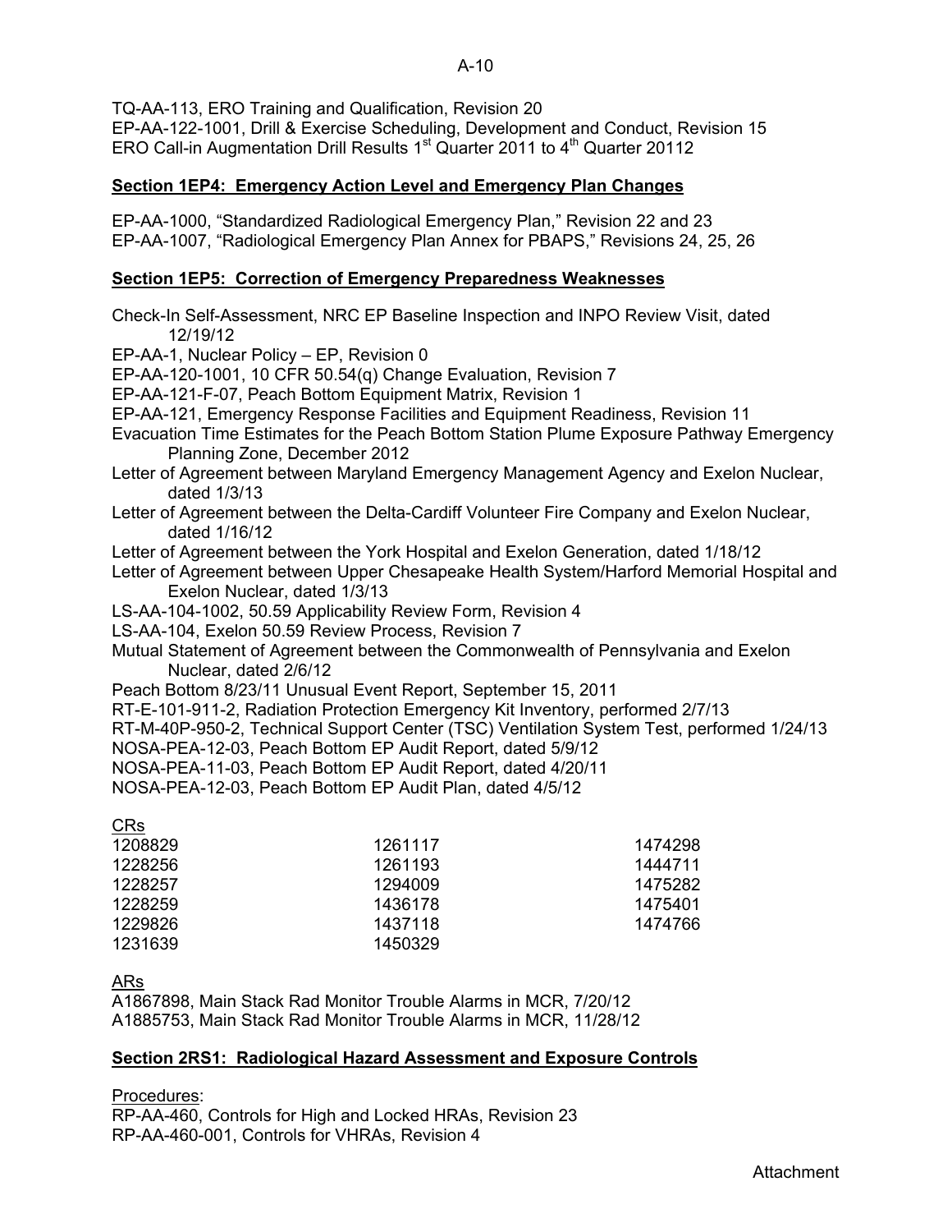TQ-AA-113, ERO Training and Qualification, Revision 20
EP-AA-122-1001, Drill & Exercise Scheduling, Development and Conduct, Revision 15
ERO Call-in Augmentation Drill Results 1st Quarter 2011 to 4th Quarter 20112

**Section 1EP4: Emergency Action Level and Emergency Plan Changes**

EP-AA-1000, "Standardized Radiological Emergency Plan," Revision 22 and 23
EP-AA-1007, "Radiological Emergency Plan Annex for PBAPS," Revisions 24, 25, 26

**Section 1EP5: Correction of Emergency Preparedness Weaknesses**

Check-In Self-Assessment, NRC EP Baseline Inspection and INPO Review Visit, dated 12/19/12
EP-AA-1, Nuclear Policy – EP, Revision 0
EP-AA-120-1001, 10 CFR 50.54(q) Change Evaluation, Revision 7
EP-AA-121-F-07, Peach Bottom Equipment Matrix, Revision 1
EP-AA-121, Emergency Response Facilities and Equipment Readiness, Revision 11
Evacuation Time Estimates for the Peach Bottom Station Plume Exposure Pathway Emergency Planning Zone, December 2012
Letter of Agreement between Maryland Emergency Management Agency and Exelon Nuclear, dated 1/3/13
Letter of Agreement between the Delta-Cardiff Volunteer Fire Company and Exelon Nuclear, dated 1/16/12
Letter of Agreement between the York Hospital and Exelon Generation, dated 1/18/12
Letter of Agreement between Upper Chesapeake Health System/Harford Memorial Hospital and Exelon Nuclear, dated 1/3/13
LS-AA-104-1002, 50.59 Applicability Review Form, Revision 4
LS-AA-104, Exelon 50.59 Review Process, Revision 7
Mutual Statement of Agreement between the Commonwealth of Pennsylvania and Exelon Nuclear, dated 2/6/12
Peach Bottom 8/23/11 Unusual Event Report, September 15, 2011
RT-E-101-911-2, Radiation Protection Emergency Kit Inventory, performed 2/7/13
RT-M-40P-950-2, Technical Support Center (TSC) Ventilation System Test, performed 1/24/13
NOSA-PEA-12-03, Peach Bottom EP Audit Report, dated 5/9/12
NOSA-PEA-11-03, Peach Bottom EP Audit Report, dated 4/20/11
NOSA-PEA-12-03, Peach Bottom EP Audit Plan, dated 4/5/12

CRs

| | | |
|---|---|---|
| 1208829 | 1261117 | 1474298 |
| 1228256 | 1261193 | 1444711 |
| 1228257 | 1294009 | 1475282 |
| 1228259 | 1436178 | 1475401 |
| 1229826 | 1437118 | 1474766 |
| 1231639 | 1450329 | |

ARs

A1867898, Main Stack Rad Monitor Trouble Alarms in MCR, 7/20/12
A1885753, Main Stack Rad Monitor Trouble Alarms in MCR, 11/28/12

**Section 2RS1: Radiological Hazard Assessment and Exposure Controls**

Procedures:

RP-AA-460, Controls for High and Locked HRAs, Revision 23
RP-AA-460-001, Controls for VHRAs, Revision 4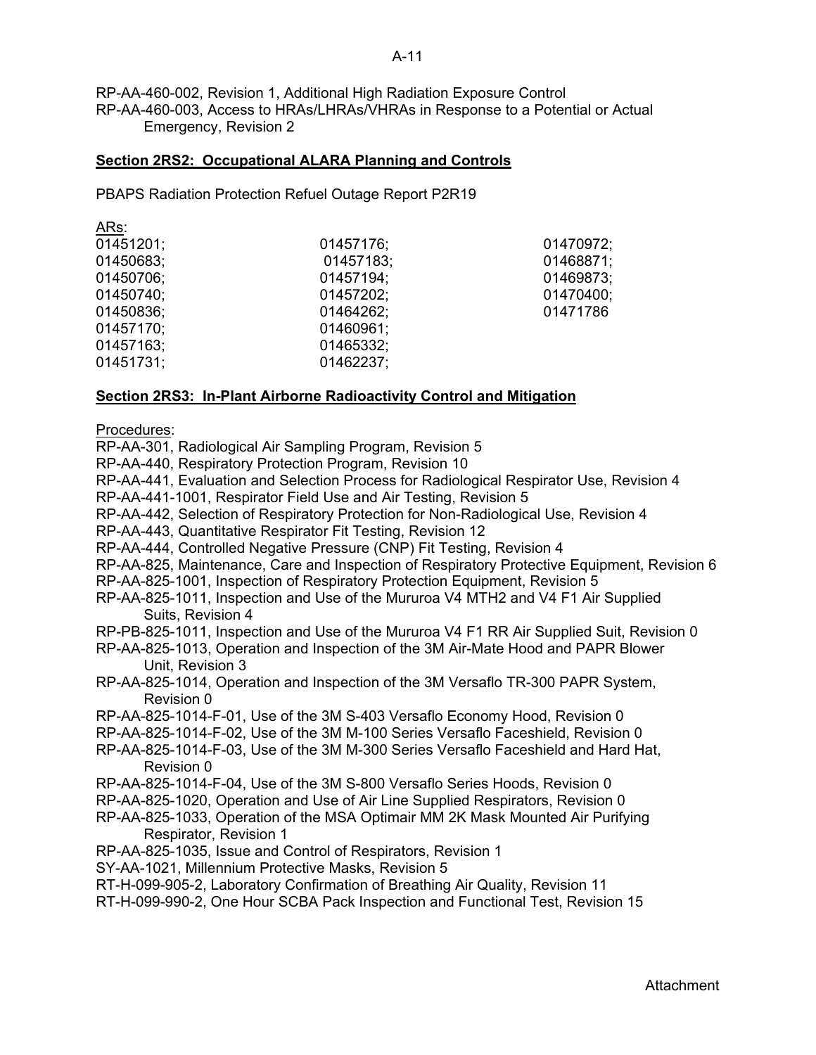RP-AA-460-002, Revision 1, Additional High Radiation Exposure Control
RP-AA-460-003, Access to HRAs/LHRAs/VHRAs in Response to a Potential or Actual Emergency, Revision 2

**Section 2RS2: Occupational ALARA Planning and Controls**

PBAPS Radiation Protection Refuel Outage Report P2R19

ARs:

| | | |
|---|---|---|
| 01451201; | 01457176; | 01470972; |
| 01450683; | 01457183; | 01468871; |
| 01450706; | 01457194; | 01469873; |
| 01450740; | 01457202; | 01470400; |
| 01450836; | 01464262; | 01471786 |
| 01457170; | 01460961; | |
| 01457163; | 01465332; | |
| 01451731; | 01462237; | |

**Section 2RS3: In-Plant Airborne Radioactivity Control and Mitigation**

Procedures:

RP-AA-301, Radiological Air Sampling Program, Revision 5
RP-AA-440, Respiratory Protection Program, Revision 10
RP-AA-441, Evaluation and Selection Process for Radiological Respirator Use, Revision 4
RP-AA-441-1001, Respirator Field Use and Air Testing, Revision 5
RP-AA-442, Selection of Respiratory Protection for Non-Radiological Use, Revision 4
RP-AA-443, Quantitative Respirator Fit Testing, Revision 12
RP-AA-444, Controlled Negative Pressure (CNP) Fit Testing, Revision 4
RP-AA-825, Maintenance, Care and Inspection of Respiratory Protective Equipment, Revision 6
RP-AA-825-1001, Inspection of Respiratory Protection Equipment, Revision 5
RP-AA-825-1011, Inspection and Use of the Mururoa V4 MTH2 and V4 F1 Air Supplied Suits, Revision 4
RP-PB-825-1011, Inspection and Use of the Mururoa V4 F1 RR Air Supplied Suit, Revision 0
RP-AA-825-1013, Operation and Inspection of the 3M Air-Mate Hood and PAPR Blower Unit, Revision 3
RP-AA-825-1014, Operation and Inspection of the 3M Versaflo TR-300 PAPR System, Revision 0
RP-AA-825-1014-F-01, Use of the 3M S-403 Versaflo Economy Hood, Revision 0
RP-AA-825-1014-F-02, Use of the 3M M-100 Series Versaflo Faceshield, Revision 0
RP-AA-825-1014-F-03, Use of the 3M M-300 Series Versaflo Faceshield and Hard Hat, Revision 0
RP-AA-825-1014-F-04, Use of the 3M S-800 Versaflo Series Hoods, Revision 0
RP-AA-825-1020, Operation and Use of Air Line Supplied Respirators, Revision 0
RP-AA-825-1033, Operation of the MSA Optimair MM 2K Mask Mounted Air Purifying Respirator, Revision 1
RP-AA-825-1035, Issue and Control of Respirators, Revision 1
SY-AA-1021, Millennium Protective Masks, Revision 5
RT-H-099-905-2, Laboratory Confirmation of Breathing Air Quality, Revision 11
RT-H-099-990-2, One Hour SCBA Pack Inspection and Functional Test, Revision 15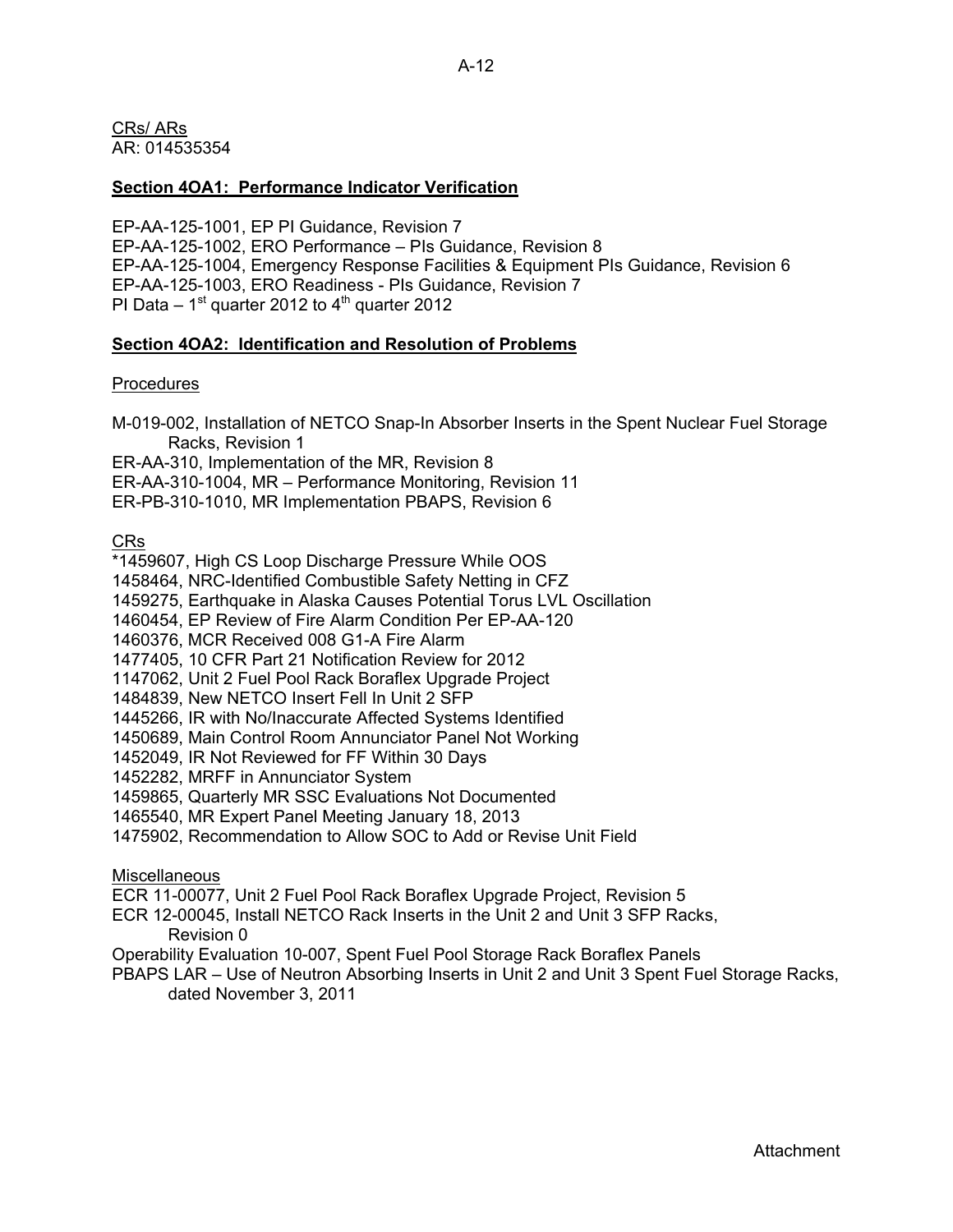CRs/ ARs
AR: 014535354

## Section 4OA1: Performance Indicator Verification

EP-AA-125-1001, EP PI Guidance, Revision 7
EP-AA-125-1002, ERO Performance – PIs Guidance, Revision 8
EP-AA-125-1004, Emergency Response Facilities & Equipment PIs Guidance, Revision 6
EP-AA-125-1003, ERO Readiness - PIs Guidance, Revision 7
PI Data – 1st quarter 2012 to 4th quarter 2012

## Section 4OA2: Identification and Resolution of Problems

Procedures

M-019-002, Installation of NETCO Snap-In Absorber Inserts in the Spent Nuclear Fuel Storage Racks, Revision 1
ER-AA-310, Implementation of the MR, Revision 8
ER-AA-310-1004, MR – Performance Monitoring, Revision 11
ER-PB-310-1010, MR Implementation PBAPS, Revision 6

CRs

*1459607, High CS Loop Discharge Pressure While OOS
1458464, NRC-Identified Combustible Safety Netting in CFZ
1459275, Earthquake in Alaska Causes Potential Torus LVL Oscillation
1460454, EP Review of Fire Alarm Condition Per EP-AA-120
1460376, MCR Received 008 G1-A Fire Alarm
1477405, 10 CFR Part 21 Notification Review for 2012
1147062, Unit 2 Fuel Pool Rack Boraflex Upgrade Project
1484839, New NETCO Insert Fell In Unit 2 SFP
1445266, IR with No/Inaccurate Affected Systems Identified
1450689, Main Control Room Annunciator Panel Not Working
1452049, IR Not Reviewed for FF Within 30 Days
1452282, MRFF in Annunciator System
1459865, Quarterly MR SSC Evaluations Not Documented
1465540, MR Expert Panel Meeting January 18, 2013
1475902, Recommendation to Allow SOC to Add or Revise Unit Field

Miscellaneous

ECR 11-00077, Unit 2 Fuel Pool Rack Boraflex Upgrade Project, Revision 5
ECR 12-00045, Install NETCO Rack Inserts in the Unit 2 and Unit 3 SFP Racks, Revision 0
Operability Evaluation 10-007, Spent Fuel Pool Storage Rack Boraflex Panels
PBAPS LAR – Use of Neutron Absorbing Inserts in Unit 2 and Unit 3 Spent Fuel Storage Racks, dated November 3, 2011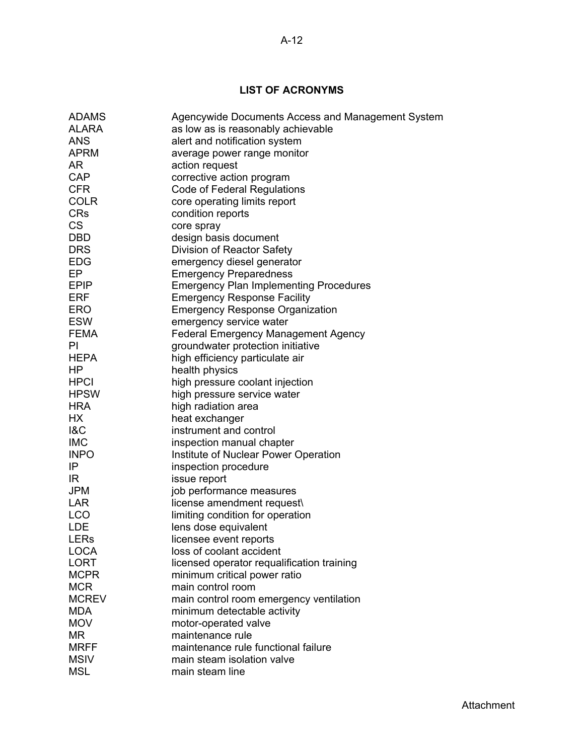## LIST OF ACRONYMS

| | |
|---|---|
| ADAMS | Agencywide Documents Access and Management System |
| ALARA | as low as is reasonably achievable |
| ANS | alert and notification system |
| APRM | average power range monitor |
| AR | action request |
| CAP | corrective action program |
| CFR | Code of Federal Regulations |
| COLR | core operating limits report |
| CRs | condition reports |
| CS | core spray |
| DBD | design basis document |
| DRS | Division of Reactor Safety |
| EDG | emergency diesel generator |
| EP | Emergency Preparedness |
| EPIP | Emergency Plan Implementing Procedures |
| ERF | Emergency Response Facility |
| ERO | Emergency Response Organization |
| ESW | emergency service water |
| FEMA | Federal Emergency Management Agency |
| PI | groundwater protection initiative |
| HEPA | high efficiency particulate air |
| HP | health physics |
| HPCI | high pressure coolant injection |
| HPSW | high pressure service water |
| HRA | high radiation area |
| HX | heat exchanger |
| I&C | instrument and control |
| IMC | inspection manual chapter |
| INPO | Institute of Nuclear Power Operation |
| IP | inspection procedure |
| IR | issue report |
| JPM | job performance measures |
| LAR | license amendment request\ |
| LCO | limiting condition for operation |
| LDE | lens dose equivalent |
| LERs | licensee event reports |
| LOCA | loss of coolant accident |
| LORT | licensed operator requalification training |
| MCPR | minimum critical power ratio |
| MCR | main control room |
| MCREV | main control room emergency ventilation |
| MDA | minimum detectable activity |
| MOV | motor-operated valve |
| MR | maintenance rule |
| MRFF | maintenance rule functional failure |
| MSIV | main steam isolation valve |
| MSL | main steam line |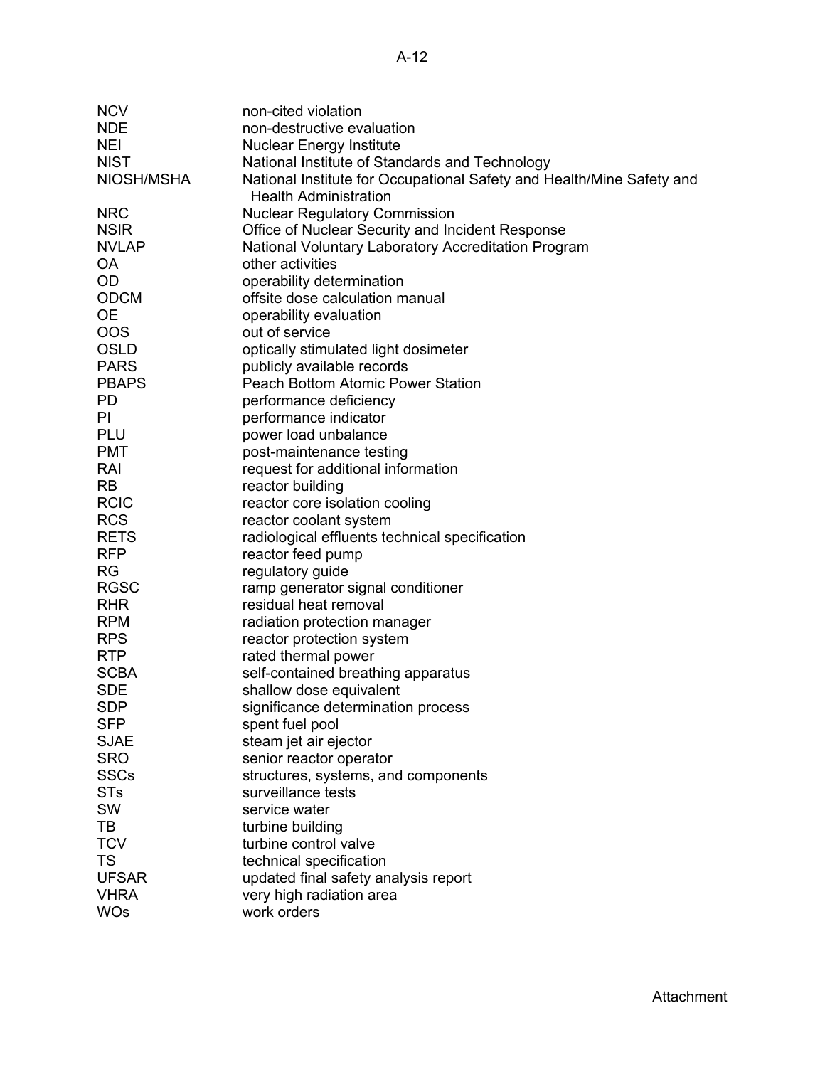| | |
|---|---|
| NCV | non-cited violation |
| NDE | non-destructive evaluation |
| NEI | Nuclear Energy Institute |
| NIST | National Institute of Standards and Technology |
| NIOSH/MSHA | National Institute for Occupational Safety and Health/Mine Safety and Health Administration |
| NRC | Nuclear Regulatory Commission |
| NSIR | Office of Nuclear Security and Incident Response |
| NVLAP | National Voluntary Laboratory Accreditation Program |
| OA | other activities |
| OD | operability determination |
| ODCM | offsite dose calculation manual |
| OE | operability evaluation |
| OOS | out of service |
| OSLD | optically stimulated light dosimeter |
| PARS | publicly available records |
| PBAPS | Peach Bottom Atomic Power Station |
| PD | performance deficiency |
| PI | performance indicator |
| PLU | power load unbalance |
| PMT | post-maintenance testing |
| RAI | request for additional information |
| RB | reactor building |
| RCIC | reactor core isolation cooling |
| RCS | reactor coolant system |
| RETS | radiological effluents technical specification |
| RFP | reactor feed pump |
| RG | regulatory guide |
| RGSC | ramp generator signal conditioner |
| RHR | residual heat removal |
| RPM | radiation protection manager |
| RPS | reactor protection system |
| RTP | rated thermal power |
| SCBA | self-contained breathing apparatus |
| SDE | shallow dose equivalent |
| SDP | significance determination process |
| SFP | spent fuel pool |
| SJAE | steam jet air ejector |
| SRO | senior reactor operator |
| SSCs | structures, systems, and components |
| STs | surveillance tests |
| SW | service water |
| TB | turbine building |
| TCV | turbine control valve |
| TS | technical specification |
| UFSAR | updated final safety analysis report |
| VHRA | very high radiation area |
| WOs | work orders |